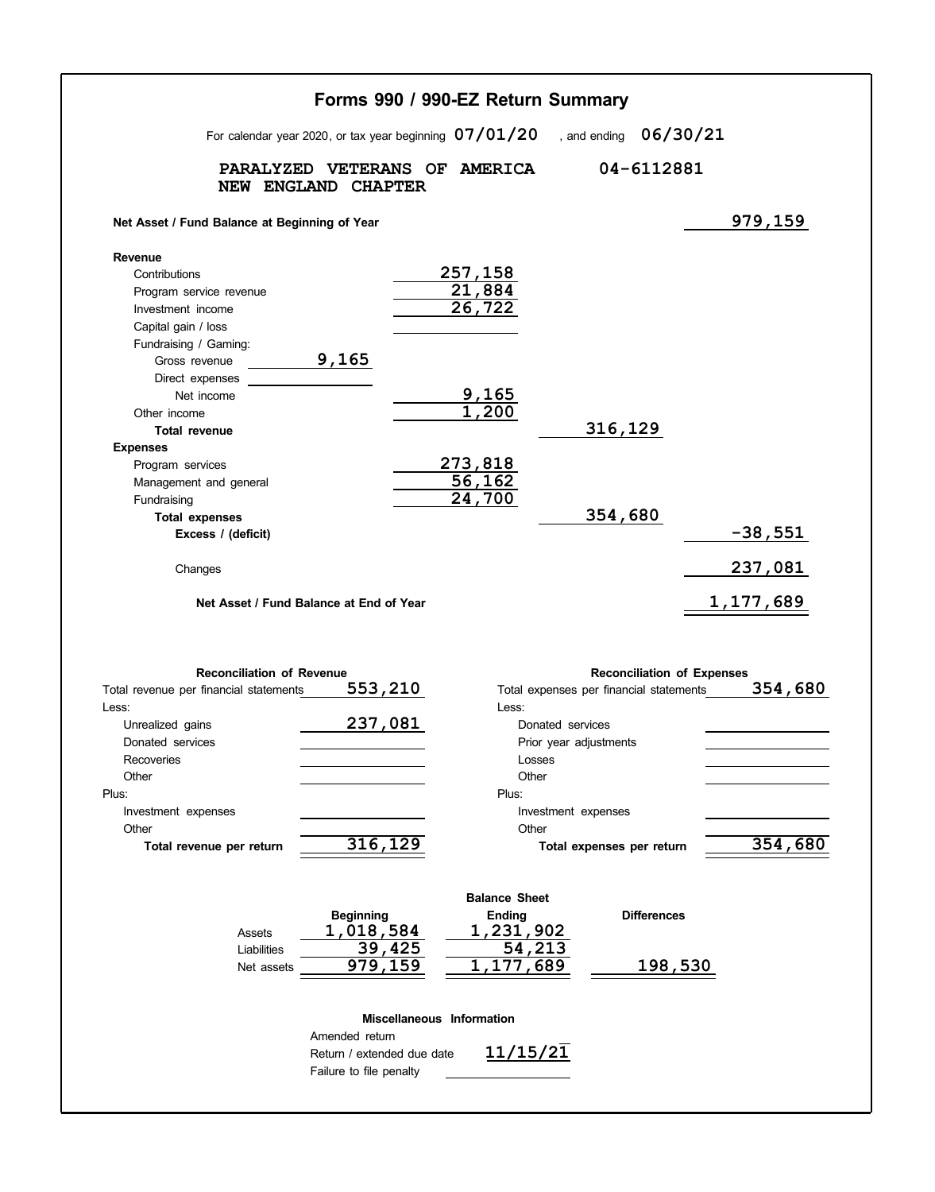# Forms 990 / 990-EZ Return Summary

For calendar year 2020, or tax year beginning **07/01/20** , and ending **06/30/21**

**PARALYZED VETERANS OF AMERICA**
**NEW ENGLAND CHAPTER**
**04-6112881**

| | | | | |
|---|---|---|---|---|
| **Net Asset / Fund Balance at Beginning of Year** | | | | 979,159 |
| **Revenue** | | | | |
| Contributions | | 257,158 | | |
| Program service revenue | | 21,884 | | |
| Investment income | | 26,722 | | |
| Capital gain / loss | | | | |
| Fundraising / Gaming: | | | | |
| Gross revenue | 9,165 | | | |
| Direct expenses | | | | |
| Net income | | 9,165 | | |
| Other income | | 1,200 | | |
| **Total revenue** | | | 316,129 | |
| **Expenses** | | | | |
| Program services | | 273,818 | | |
| Management and general | | 56,162 | | |
| Fundraising | | 24,700 | | |
| **Total expenses** | | | 354,680 | |
| **Excess / (deficit)** | | | | -38,551 |
| Changes | | | | 237,081 |
| **Net Asset / Fund Balance at End of Year** | | | | 1,177,689 |

| **Reconciliation of Revenue** | | **Reconciliation of Expenses** | |
|---|---|---|---|
| Total revenue per financial statements | 553,210 | Total expenses per financial statements | 354,680 |
| Less: | | Less: | |
| Unrealized gains | 237,081 | Donated services | |
| Donated services | | Prior year adjustments | |
| Recoveries | | Losses | |
| Other | | Other | |
| Plus: | | Plus: | |
| Investment expenses | | Investment expenses | |
| Other | | Other | |
| **Total revenue per return** | 316,129 | **Total expenses per return** | 354,680 |

**Balance Sheet**

| | Beginning | Ending | Differences |
|---|---|---|---|
| Assets | 1,018,584 | 1,231,902 | |
| Liabilities | 39,425 | 54,213 | |
| Net assets | 979,159 | 1,177,689 | 198,530 |

**Miscellaneous Information**

| | |
|---|---|
| Amended return | |
| Return / extended due date | 11/15/21 |
| Failure to file penalty | |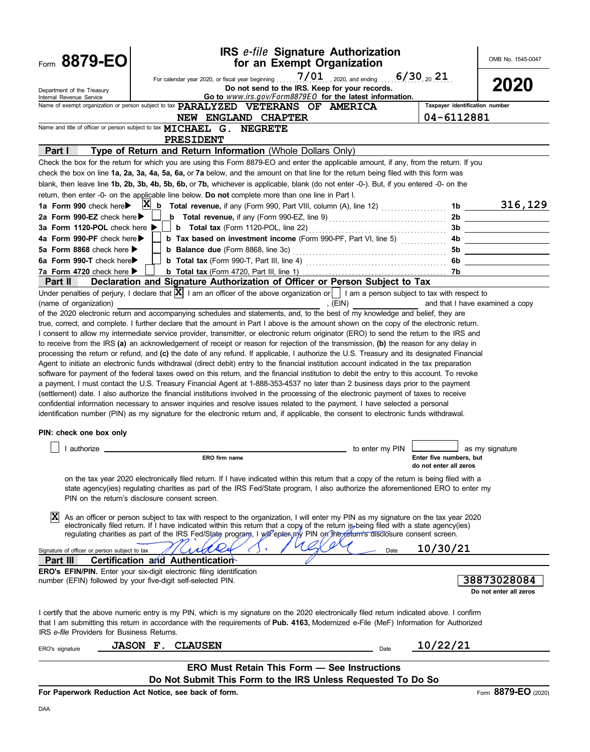# Form 8879-EO

**IRS *e-file* Signature Authorization for an Exempt Organization**

OMB No. 1545-0047

**2020**

For calendar year 2020, or fiscal year beginning 7/01, 2020, and ending 6/30, 20 21

**Do not send to the IRS. Keep for your records.**

**Go to *www.irs.gov/Form8879EO* for the latest information.**

Department of the Treasury
Internal Revenue Service

Name of exempt organization or person subject to tax: PARALYZED VETERANS OF AMERICA NEW ENGLAND CHAPTER

Taxpayer identification number: 04-6112881

Name and title of officer or person subject to tax: MICHAEL G. NEGRETE, PRESIDENT

## Part I — Type of Return and Return Information (Whole Dollars Only)

Check the box for the return for which you are using this Form 8879-EO and enter the applicable amount, if any, from the return. If you check the box on line **1a, 2a, 3a, 4a, 5a, 6a,** or **7a** below, and the amount on that line for the return being filed with this form was blank, then leave line **1b, 2b, 3b, 4b, 5b, 6b,** or **7b,** whichever is applicable, blank (do not enter -0-). But, if you entered -0- on the return, then enter -0- on the applicable line below. **Do not** complete more than one line in Part I.

| | | | |
|---|---|---|---|
| **1a Form 990** check here ▶ [X] | **b Total revenue,** if any (Form 990, Part VIII, column (A), line 12) | 1b | 316,129 |
| **2a Form 990-EZ** check here ▶ [ ] | **b Total revenue,** if any (Form 990-EZ, line 9) | 2b | |
| **3a Form 1120-POL** check here ▶ [ ] | **b Total tax** (Form 1120-POL, line 22) | 3b | |
| **4a Form 990-PF** check here ▶ [ ] | **b Tax based on investment income** (Form 990-PF, Part VI, line 5) | 4b | |
| **5a Form 8868** check here ▶ [ ] | **b Balance due** (Form 8868, line 3c) | 5b | |
| **6a Form 990-T** check here ▶ [ ] | **b Total tax** (Form 990-T, Part III, line 4) | 6b | |
| **7a Form 4720** check here ▶ [ ] | **b Total tax** (Form 4720, Part III, line 1) | 7b | |

## Part II — Declaration and Signature Authorization of Officer or Person Subject to Tax

Under penalties of perjury, I declare that [X] I am an officer of the above organization or [ ] I am a person subject to tax with respect to (name of organization) ____________, (EIN) ____________ and that I have examined a copy of the 2020 electronic return and accompanying schedules and statements, and, to the best of my knowledge and belief, they are true, correct, and complete. I further declare that the amount in Part I above is the amount shown on the copy of the electronic return. I consent to allow my intermediate service provider, transmitter, or electronic return originator (ERO) to send the return to the IRS and to receive from the IRS **(a)** an acknowledgement of receipt or reason for rejection of the transmission, **(b)** the reason for any delay in processing the return or refund, and **(c)** the date of any refund. If applicable, I authorize the U.S. Treasury and its designated Financial Agent to initiate an electronic funds withdrawal (direct debit) entry to the financial institution account indicated in the tax preparation software for payment of the federal taxes owed on this return, and the financial institution to debit the entry to this account. To revoke a payment, I must contact the U.S. Treasury Financial Agent at 1-888-353-4537 no later than 2 business days prior to the payment (settlement) date. I also authorize the financial institutions involved in the processing of the electronic payment of taxes to receive confidential information necessary to answer inquiries and resolve issues related to the payment. I have selected a personal identification number (PIN) as my signature for the electronic return and, if applicable, the consent to electronic funds withdrawal.

**PIN: check one box only**

[ ] I authorize ____________ (ERO firm name) to enter my PIN ______ (Enter five numbers, but do not enter all zeros) as my signature on the tax year 2020 electronically filed return. If I have indicated within this return that a copy of the return is being filed with a state agency(ies) regulating charities as part of the IRS Fed/State program, I also authorize the aforementioned ERO to enter my PIN on the return's disclosure consent screen.

[X] As an officer or person subject to tax with respect to the organization, I will enter my PIN as my signature on the tax year 2020 electronically filed return. If I have indicated within this return that a copy of the return is being filed with a state agency(ies) regulating charities as part of the IRS Fed/State program, I will enter my PIN on the return's disclosure consent screen.

Signature of officer or person subject to tax: Michael G. Negrete (signed) Date: 10/30/21

## Part III — Certification and Authentication

**ERO's EFIN/PIN.** Enter your six-digit electronic filing identification number (EFIN) followed by your five-digit self-selected PIN.

38873028084 (Do not enter all zeros)

I certify that the above numeric entry is my PIN, which is my signature on the 2020 electronically filed return indicated above. I confirm that I am submitting this return in accordance with the requirements of **Pub. 4163,** Modernized e-File (MeF) Information for Authorized IRS *e-file* Providers for Business Returns.

ERO's signature: JASON F. CLAUSEN Date: 10/22/21

**ERO Must Retain This Form — See Instructions**

**Do Not Submit This Form to the IRS Unless Requested To Do So**

**For Paperwork Reduction Act Notice, see back of form.** Form **8879-EO** (2020)

DAA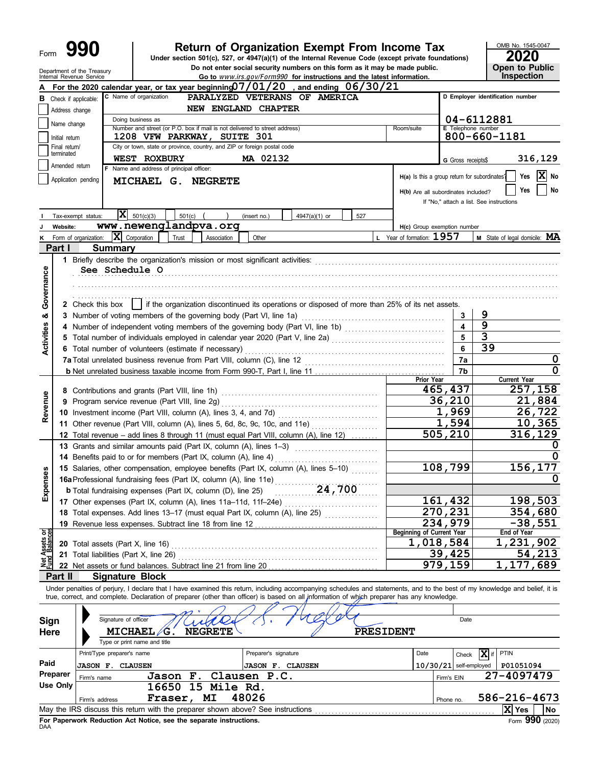Form **990** | **Return of Organization Exempt From Income Tax** | OMB No. 1545-0047

Under section 501(c), 527, or 4947(a)(1) of the Internal Revenue Code (except private foundations)

Do not enter social security numbers on this form as it may be made public.

Go to *www.irs.gov/Form990* for instructions and the latest information.

Department of the Treasury
Internal Revenue Service

**2020**
**Open to Public Inspection**

**A** For the 2020 calendar year, or tax year beginning 07/01/20 , and ending 06/30/21

**B** Check if applicable:
- [ ] Address change
- [ ] Name change
- [ ] Initial return
- [ ] Final return/terminated
- [ ] Amended return
- [ ] Application pending

**C** Name of organization: PARALYZED VETERANS OF AMERICA NEW ENGLAND CHAPTER

Doing business as

Number and street (or P.O. box if mail is not delivered to street address): 1208 VFW PARKWAY, SUITE 301 | Room/suite

City or town, state or province, country, and ZIP or foreign postal code: WEST ROXBURY MA 02132

**D** Employer identification number: 04-6112881

**E** Telephone number: 800-660-1181

**G** Gross receipts$ 316,129

**F** Name and address of principal officer: MICHAEL G. NEGRETE

H(a) Is this a group return for subordinates? Yes [ ] No [X]

H(b) Are all subordinates included? Yes [ ] No [ ]
If "No," attach a list. See instructions

**I** Tax-exempt status: [X] 501(c)(3) [ ] 501(c) ( ) (insert no.) [ ] 4947(a)(1) or [ ] 527

**J** Website: www.newenglandpva.org

H(c) Group exemption number

**K** Form of organization: [X] Corporation [ ] Trust [ ] Association [ ] Other

**L** Year of formation: 1957

**M** State of legal domicile: MA

## Part I Summary

**Activities & Governance**

1 Briefly describe the organization's mission or most significant activities:
See Schedule O

2 Check this box [ ] if the organization discontinued its operations or disposed of more than 25% of its net assets.

| | | | |
|---|---|---|---|
| 3 | Number of voting members of the governing body (Part VI, line 1a) | 3 | 9 |
| 4 | Number of independent voting members of the governing body (Part VI, line 1b) | 4 | 9 |
| 5 | Total number of individuals employed in calendar year 2020 (Part V, line 2a) | 5 | 3 |
| 6 | Total number of volunteers (estimate if necessary) | 6 | 39 |
| 7a | Total unrelated business revenue from Part VIII, column (C), line 12 | 7a | 0 |
| b | Net unrelated business taxable income from Form 990-T, Part I, line 11 | 7b | 0 |

| | | Prior Year | Current Year |
|---|---|---|---|
| **Revenue** | | | |
| 8 | Contributions and grants (Part VIII, line 1h) | 465,437 | 257,158 |
| 9 | Program service revenue (Part VIII, line 2g) | 36,210 | 21,884 |
| 10 | Investment income (Part VIII, column (A), lines 3, 4, and 7d) | 1,969 | 26,722 |
| 11 | Other revenue (Part VIII, column (A), lines 5, 6d, 8c, 9c, 10c, and 11e) | 1,594 | 10,365 |
| 12 | Total revenue – add lines 8 through 11 (must equal Part VIII, column (A), line 12) | 505,210 | 316,129 |
| **Expenses** | | | |
| 13 | Grants and similar amounts paid (Part IX, column (A), lines 1–3) | | 0 |
| 14 | Benefits paid to or for members (Part IX, column (A), line 4) | | 0 |
| 15 | Salaries, other compensation, employee benefits (Part IX, column (A), lines 5–10) | 108,799 | 156,177 |
| 16a | Professional fundraising fees (Part IX, column (A), line 11e) | | 0 |
| b | Total fundraising expenses (Part IX, column (D), line 25) 24,700 | | |
| 17 | Other expenses (Part IX, column (A), lines 11a–11d, 11f–24e) | 161,432 | 198,503 |
| 18 | Total expenses. Add lines 13–17 (must equal Part IX, column (A), line 25) | 270,231 | 354,680 |
| 19 | Revenue less expenses. Subtract line 18 from line 12 | 234,979 | -38,551 |
| **Net Assets or Fund Balances** | | **Beginning of Current Year** | **End of Year** |
| 20 | Total assets (Part X, line 16) | 1,018,584 | 1,231,902 |
| 21 | Total liabilities (Part X, line 26) | 39,425 | 54,213 |
| 22 | Net assets or fund balances. Subtract line 21 from line 20 | 979,159 | 1,177,689 |

## Part II Signature Block

Under penalties of perjury, I declare that I have examined this return, including accompanying schedules and statements, and to the best of my knowledge and belief, it is true, correct, and complete. Declaration of preparer (other than officer) is based on all information of which preparer has any knowledge.

**Sign Here**

Signature of officer | Date

MICHAEL G. NEGRETE PRESIDENT
Type or print name and title

**Paid Preparer Use Only**

| Print/Type preparer's name | Preparer's signature | Date | Check [X] if self-employed | PTIN |
|---|---|---|---|---|
| JASON F. CLAUSEN | JASON F. CLAUSEN | 10/30/21 | | P01051094 |

Firm's name: Jason F. Clausen P.C. | Firm's EIN: 27-4097479

Firm's address: 16650 15 Mile Rd. Fraser, MI 48026 | Phone no. 586-216-4673

May the IRS discuss this return with the preparer shown above? See instructions [X] Yes [ ] No

**For Paperwork Reduction Act Notice, see the separate instructions.**
DAA
Form **990** (2020)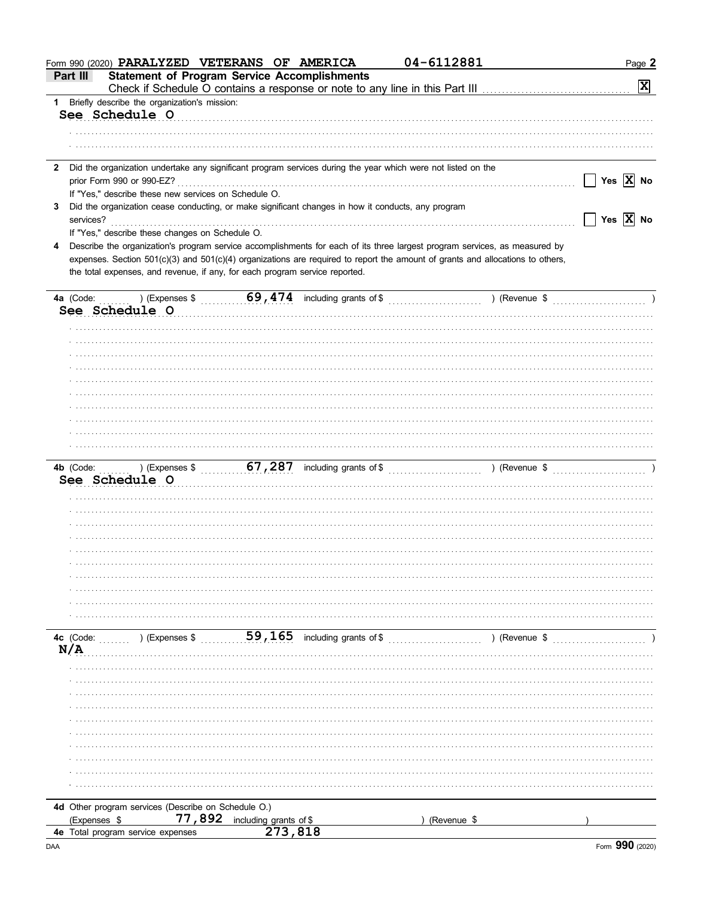Form 990 (2020) PARALYZED VETERANS OF AMERICA 04-6112881

## Part III Statement of Program Service Accomplishments

Check if Schedule O contains a response or note to any line in this Part III [X]

**1** Briefly describe the organization's mission:

See Schedule O

**2** Did the organization undertake any significant program services during the year which were not listed on the prior Form 990 or 990-EZ? [ ] Yes [X] No

If "Yes," describe these new services on Schedule O.

**3** Did the organization cease conducting, or make significant changes in how it conducts, any program services? [ ] Yes [X] No

If "Yes," describe these changes on Schedule O.

**4** Describe the organization's program service accomplishments for each of its three largest program services, as measured by expenses. Section 501(c)(3) and 501(c)(4) organizations are required to report the amount of grants and allocations to others, the total expenses, and revenue, if any, for each program service reported.

**4a** (Code: ) (Expenses $ 69,474 including grants of $ ) (Revenue $ )

See Schedule O

**4b** (Code: ) (Expenses $ 67,287 including grants of $ ) (Revenue $ )

See Schedule O

**4c** (Code: ) (Expenses $ 59,165 including grants of $ ) (Revenue $ )

N/A

**4d** Other program services (Describe on Schedule O.)

(Expenses $ 77,892 including grants of $ ) (Revenue $ )

**4e** Total program service expenses 273,818

Form **990** (2020)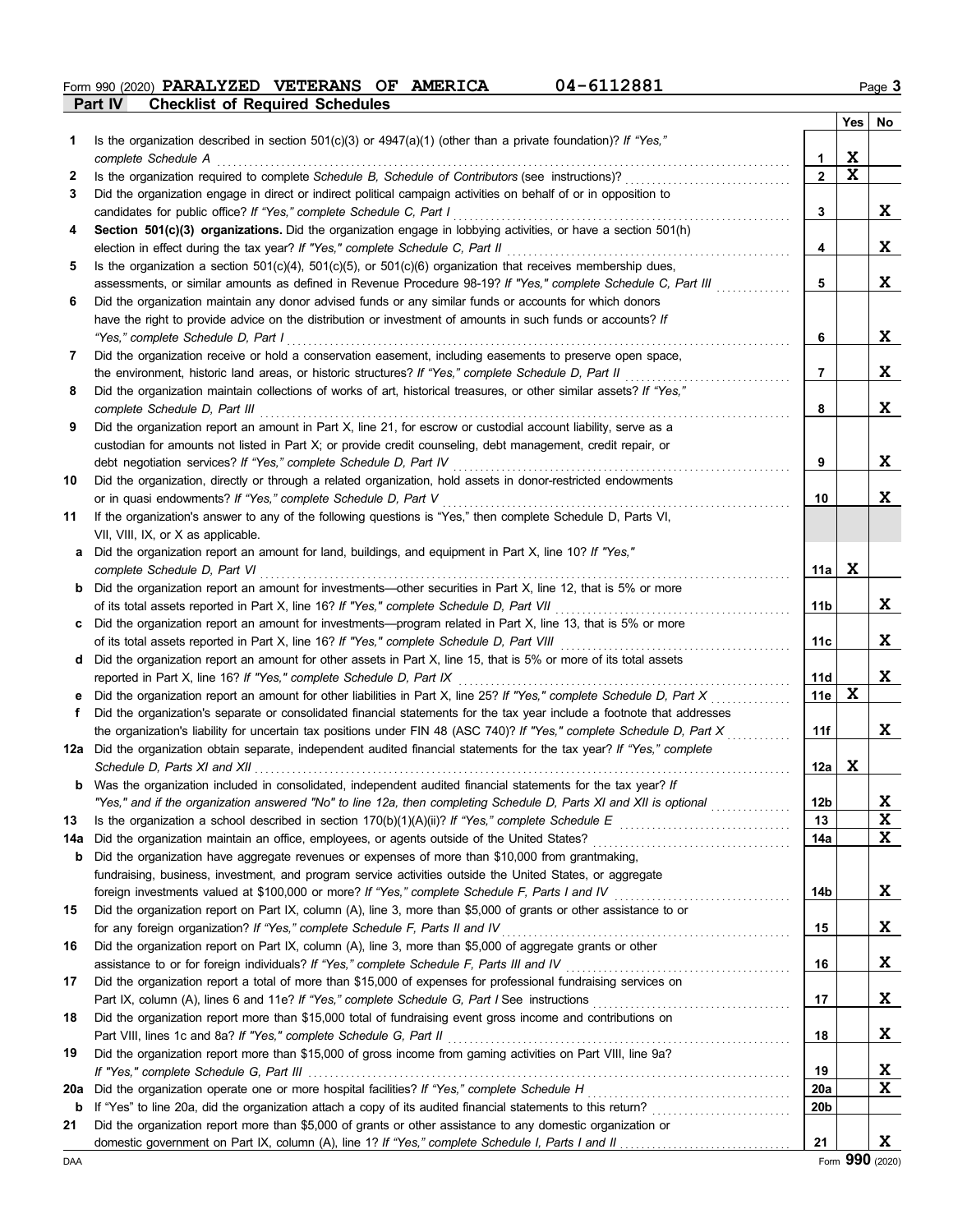Form 990 (2020) **PARALYZED VETERANS OF AMERICA** **04-6112881**

## Part IV Checklist of Required Schedules

| | | | Yes | No |
|---|---|---|---|---|
| **1** | Is the organization described in section 501(c)(3) or 4947(a)(1) (other than a private foundation)? *If "Yes," complete Schedule A* | 1 | X | |
| **2** | Is the organization required to complete *Schedule B, Schedule of Contributors* (see instructions)? | 2 | X | |
| **3** | Did the organization engage in direct or indirect political campaign activities on behalf of or in opposition to candidates for public office? *If "Yes," complete Schedule C, Part I* | 3 | | X |
| **4** | **Section 501(c)(3) organizations.** Did the organization engage in lobbying activities, or have a section 501(h) election in effect during the tax year? *If "Yes," complete Schedule C, Part II* | 4 | | X |
| **5** | Is the organization a section 501(c)(4), 501(c)(5), or 501(c)(6) organization that receives membership dues, assessments, or similar amounts as defined in Revenue Procedure 98-19? *If "Yes," complete Schedule C, Part III* | 5 | | X |
| **6** | Did the organization maintain any donor advised funds or any similar funds or accounts for which donors have the right to provide advice on the distribution or investment of amounts in such funds or accounts? *If "Yes," complete Schedule D, Part I* | 6 | | X |
| **7** | Did the organization receive or hold a conservation easement, including easements to preserve open space, the environment, historic land areas, or historic structures? *If "Yes," complete Schedule D, Part II* | 7 | | X |
| **8** | Did the organization maintain collections of works of art, historical treasures, or other similar assets? *If "Yes," complete Schedule D, Part III* | 8 | | X |
| **9** | Did the organization report an amount in Part X, line 21, for escrow or custodial account liability, serve as a custodian for amounts not listed in Part X; or provide credit counseling, debt management, credit repair, or debt negotiation services? *If "Yes," complete Schedule D, Part IV* | 9 | | X |
| **10** | Did the organization, directly or through a related organization, hold assets in donor-restricted endowments or in quasi endowments? *If "Yes," complete Schedule D, Part V* | 10 | | X |
| **11** | If the organization's answer to any of the following questions is "Yes," then complete Schedule D, Parts VI, VII, VIII, IX, or X as applicable. | | | |
| **a** | Did the organization report an amount for land, buildings, and equipment in Part X, line 10? *If "Yes," complete Schedule D, Part VI* | 11a | X | |
| **b** | Did the organization report an amount for investments—other securities in Part X, line 12, that is 5% or more of its total assets reported in Part X, line 16? *If "Yes," complete Schedule D, Part VII* | 11b | | X |
| **c** | Did the organization report an amount for investments—program related in Part X, line 13, that is 5% or more of its total assets reported in Part X, line 16? *If "Yes," complete Schedule D, Part VIII* | 11c | | X |
| **d** | Did the organization report an amount for other assets in Part X, line 15, that is 5% or more of its total assets reported in Part X, line 16? *If "Yes," complete Schedule D, Part IX* | 11d | | X |
| **e** | Did the organization report an amount for other liabilities in Part X, line 25? *If "Yes," complete Schedule D, Part X* | 11e | X | |
| **f** | Did the organization's separate or consolidated financial statements for the tax year include a footnote that addresses the organization's liability for uncertain tax positions under FIN 48 (ASC 740)? *If "Yes," complete Schedule D, Part X* | 11f | | X |
| **12a** | Did the organization obtain separate, independent audited financial statements for the tax year? *If "Yes," complete Schedule D, Parts XI and XII* | 12a | X | |
| **b** | Was the organization included in consolidated, independent audited financial statements for the tax year? *If "Yes," and if the organization answered "No" to line 12a, then completing Schedule D, Parts XI and XII is optional* | 12b | | X |
| **13** | Is the organization a school described in section 170(b)(1)(A)(ii)? *If "Yes," complete Schedule E* | 13 | | X |
| **14a** | Did the organization maintain an office, employees, or agents outside of the United States? | 14a | | X |
| **b** | Did the organization have aggregate revenues or expenses of more than $10,000 from grantmaking, fundraising, business, investment, and program service activities outside the United States, or aggregate foreign investments valued at $100,000 or more? *If "Yes," complete Schedule F, Parts I and IV* | 14b | | X |
| **15** | Did the organization report on Part IX, column (A), line 3, more than $5,000 of grants or other assistance to or for any foreign organization? *If "Yes," complete Schedule F, Parts II and IV* | 15 | | X |
| **16** | Did the organization report on Part IX, column (A), line 3, more than $5,000 of aggregate grants or other assistance to or for foreign individuals? *If "Yes," complete Schedule F, Parts III and IV* | 16 | | X |
| **17** | Did the organization report a total of more than $15,000 of expenses for professional fundraising services on Part IX, column (A), lines 6 and 11e? *If "Yes," complete Schedule G, Part I* See instructions | 17 | | X |
| **18** | Did the organization report more than $15,000 total of fundraising event gross income and contributions on Part VIII, lines 1c and 8a? *If "Yes," complete Schedule G, Part II* | 18 | | X |
| **19** | Did the organization report more than $15,000 of gross income from gaming activities on Part VIII, line 9a? *If "Yes," complete Schedule G, Part III* | 19 | | X |
| **20a** | Did the organization operate one or more hospital facilities? *If "Yes," complete Schedule H* | 20a | | X |
| **b** | If "Yes" to line 20a, did the organization attach a copy of its audited financial statements to this return? | 20b | | |
| **21** | Did the organization report more than $5,000 of grants or other assistance to any domestic organization or domestic government on Part IX, column (A), line 1? *If "Yes," complete Schedule I, Parts I and II* | 21 | | X |

DAA Form **990** (2020)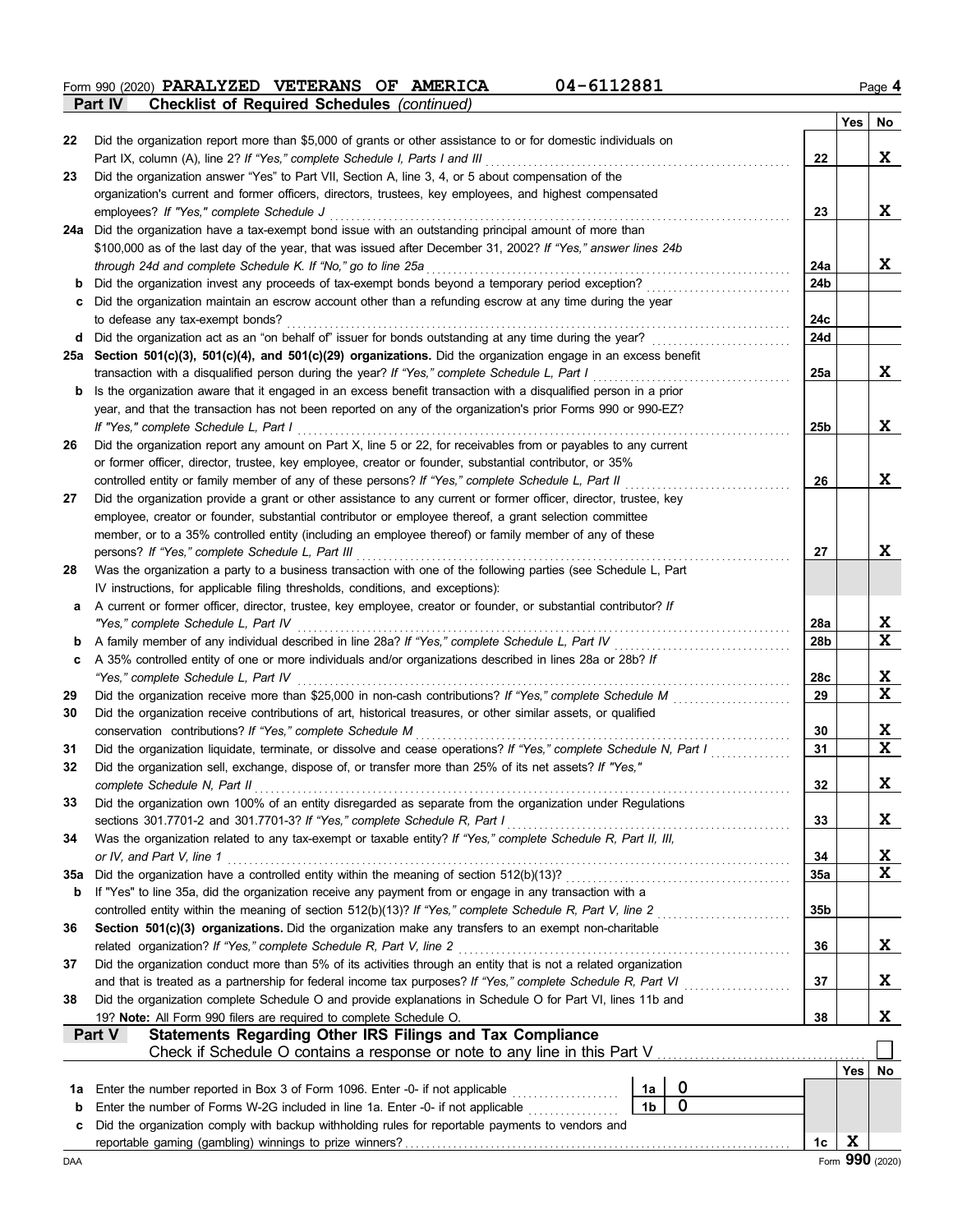Form 990 (2020) **PARALYZED VETERANS OF AMERICA** **04-6112881** Page **4**

**Part IV Checklist of Required Schedules** *(continued)*

| | | | Yes | No |
|---|---|---|---|---|
| 22 | Did the organization report more than $5,000 of grants or other assistance to or for domestic individuals on Part IX, column (A), line 2? *If "Yes," complete Schedule I, Parts I and III* | 22 | | X |
| 23 | Did the organization answer "Yes" to Part VII, Section A, line 3, 4, or 5 about compensation of the organization's current and former officers, directors, trustees, key employees, and highest compensated employees? *If "Yes," complete Schedule J* | 23 | | X |
| 24a | Did the organization have a tax-exempt bond issue with an outstanding principal amount of more than $100,000 as of the last day of the year, that was issued after December 31, 2002? *If "Yes," answer lines 24b through 24d and complete Schedule K. If "No," go to line 25a* | 24a | | X |
| b | Did the organization invest any proceeds of tax-exempt bonds beyond a temporary period exception? | 24b | | |
| c | Did the organization maintain an escrow account other than a refunding escrow at any time during the year to defease any tax-exempt bonds? | 24c | | |
| d | Did the organization act as an "on behalf of" issuer for bonds outstanding at any time during the year? | 24d | | |
| 25a | **Section 501(c)(3), 501(c)(4), and 501(c)(29) organizations.** Did the organization engage in an excess benefit transaction with a disqualified person during the year? *If "Yes," complete Schedule L, Part I* | 25a | | X |
| b | Is the organization aware that it engaged in an excess benefit transaction with a disqualified person in a prior year, and that the transaction has not been reported on any of the organization's prior Forms 990 or 990-EZ? *If "Yes," complete Schedule L, Part I* | 25b | | X |
| 26 | Did the organization report any amount on Part X, line 5 or 22, for receivables from or payables to any current or former officer, director, trustee, key employee, creator or founder, substantial contributor, or 35% controlled entity or family member of any of these persons? *If "Yes," complete Schedule L, Part II* | 26 | | X |
| 27 | Did the organization provide a grant or other assistance to any current or former officer, director, trustee, key employee, creator or founder, substantial contributor or employee thereof, a grant selection committee member, or to a 35% controlled entity (including an employee thereof) or family member of any of these persons? *If "Yes," complete Schedule L, Part III* | 27 | | X |
| 28 | Was the organization a party to a business transaction with one of the following parties (see Schedule L, Part IV instructions, for applicable filing thresholds, conditions, and exceptions): | | | |
| a | A current or former officer, director, trustee, key employee, creator or founder, or substantial contributor? *If "Yes," complete Schedule L, Part IV* | 28a | | X |
| b | A family member of any individual described in line 28a? *If "Yes," complete Schedule L, Part IV* | 28b | | X |
| c | A 35% controlled entity of one or more individuals and/or organizations described in lines 28a or 28b? *If "Yes," complete Schedule L, Part IV* | 28c | | X |
| 29 | Did the organization receive more than $25,000 in non-cash contributions? *If "Yes," complete Schedule M* | 29 | | X |
| 30 | Did the organization receive contributions of art, historical treasures, or other similar assets, or qualified conservation contributions? *If "Yes," complete Schedule M* | 30 | | X |
| 31 | Did the organization liquidate, terminate, or dissolve and cease operations? *If "Yes," complete Schedule N, Part I* | 31 | | X |
| 32 | Did the organization sell, exchange, dispose of, or transfer more than 25% of its net assets? *If "Yes," complete Schedule N, Part II* | 32 | | X |
| 33 | Did the organization own 100% of an entity disregarded as separate from the organization under Regulations sections 301.7701-2 and 301.7701-3? *If "Yes," complete Schedule R, Part I* | 33 | | X |
| 34 | Was the organization related to any tax-exempt or taxable entity? *If "Yes," complete Schedule R, Part II, III, or IV, and Part V, line 1* | 34 | | X |
| 35a | Did the organization have a controlled entity within the meaning of section 512(b)(13)? | 35a | | X |
| b | If "Yes" to line 35a, did the organization receive any payment from or engage in any transaction with a controlled entity within the meaning of section 512(b)(13)? *If "Yes," complete Schedule R, Part V, line 2* | 35b | | |
| 36 | **Section 501(c)(3) organizations.** Did the organization make any transfers to an exempt non-charitable related organization? *If "Yes," complete Schedule R, Part V, line 2* | 36 | | X |
| 37 | Did the organization conduct more than 5% of its activities through an entity that is not a related organization and that is treated as a partnership for federal income tax purposes? *If "Yes," complete Schedule R, Part VI* | 37 | | X |
| 38 | Did the organization complete Schedule O and provide explanations in Schedule O for Part VI, lines 11b and 19? **Note:** All Form 990 filers are required to complete Schedule O. | 38 | | X |

**Part V Statements Regarding Other IRS Filings and Tax Compliance**

Check if Schedule O contains a response or note to any line in this Part V ☐

| | | | | | Yes | No |
|---|---|---|---|---|---|---|
| 1a | Enter the number reported in Box 3 of Form 1096. Enter -0- if not applicable | 1a | 0 | | | |
| b | Enter the number of Forms W-2G included in line 1a. Enter -0- if not applicable | 1b | 0 | | | |
| c | Did the organization comply with backup withholding rules for reportable payments to vendors and reportable gaming (gambling) winnings to prize winners? | | | 1c | X | |

DAA Form **990** (2020)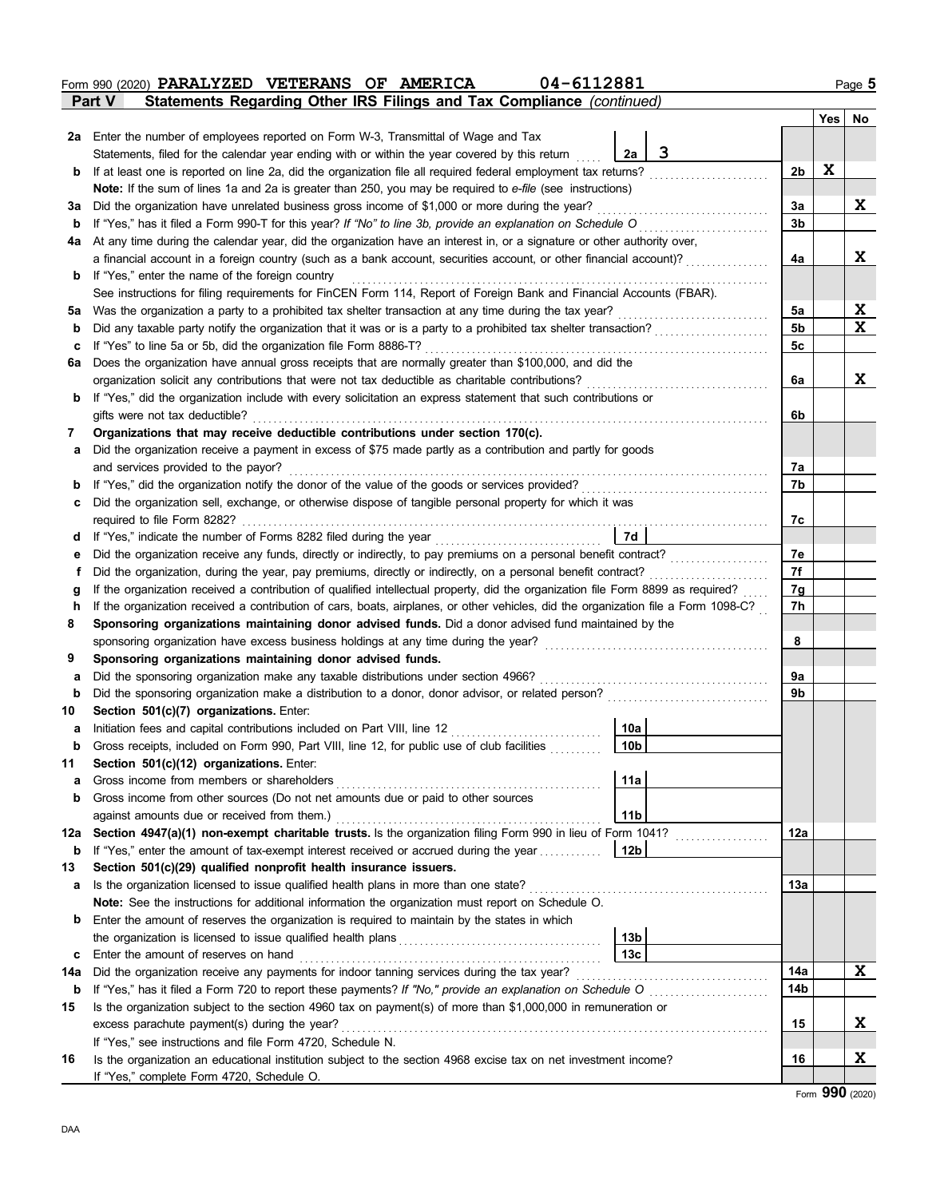Form 990 (2020) **PARALYZED VETERANS OF AMERICA** **04-6112881** Page **5**

## Part V Statements Regarding Other IRS Filings and Tax Compliance *(continued)*

| | | | | Yes | No |
|---|---|---|---|---|---|
| **2a** | Enter the number of employees reported on Form W-3, Transmittal of Wage and Tax Statements, filed for the calendar year ending with or within the year covered by this return | 2a 3 | | | |
| **b** | If at least one is reported on line 2a, did the organization file all required federal employment tax returns? | | 2b | X | |
| | **Note:** If the sum of lines 1a and 2a is greater than 250, you may be required to *e-file* (see instructions) | | | | |
| **3a** | Did the organization have unrelated business gross income of $1,000 or more during the year? | | 3a | | X |
| **b** | If "Yes," has it filed a Form 990-T for this year? *If "No" to line 3b, provide an explanation on Schedule O* | | 3b | | |
| **4a** | At any time during the calendar year, did the organization have an interest in, or a signature or other authority over, a financial account in a foreign country (such as a bank account, securities account, or other financial account)? | | 4a | | X |
| **b** | If "Yes," enter the name of the foreign country | | | | |
| | See instructions for filing requirements for FinCEN Form 114, Report of Foreign Bank and Financial Accounts (FBAR). | | | | |
| **5a** | Was the organization a party to a prohibited tax shelter transaction at any time during the tax year? | | 5a | | X |
| **b** | Did any taxable party notify the organization that it was or is a party to a prohibited tax shelter transaction? | | 5b | | X |
| **c** | If "Yes" to line 5a or 5b, did the organization file Form 8886-T? | | 5c | | |
| **6a** | Does the organization have annual gross receipts that are normally greater than $100,000, and did the organization solicit any contributions that were not tax deductible as charitable contributions? | | 6a | | X |
| **b** | If "Yes," did the organization include with every solicitation an express statement that such contributions or gifts were not tax deductible? | | 6b | | |
| **7** | **Organizations that may receive deductible contributions under section 170(c).** | | | | |
| **a** | Did the organization receive a payment in excess of $75 made partly as a contribution and partly for goods and services provided to the payor? | | 7a | | |
| **b** | If "Yes," did the organization notify the donor of the value of the goods or services provided? | | 7b | | |
| **c** | Did the organization sell, exchange, or otherwise dispose of tangible personal property for which it was required to file Form 8282? | | 7c | | |
| **d** | If "Yes," indicate the number of Forms 8282 filed during the year | 7d | | | |
| **e** | Did the organization receive any funds, directly or indirectly, to pay premiums on a personal benefit contract? | | 7e | | |
| **f** | Did the organization, during the year, pay premiums, directly or indirectly, on a personal benefit contract? | | 7f | | |
| **g** | If the organization received a contribution of qualified intellectual property, did the organization file Form 8899 as required? | | 7g | | |
| **h** | If the organization received a contribution of cars, boats, airplanes, or other vehicles, did the organization file a Form 1098-C? | | 7h | | |
| **8** | **Sponsoring organizations maintaining donor advised funds.** Did a donor advised fund maintained by the sponsoring organization have excess business holdings at any time during the year? | | 8 | | |
| **9** | **Sponsoring organizations maintaining donor advised funds.** | | | | |
| **a** | Did the sponsoring organization make any taxable distributions under section 4966? | | 9a | | |
| **b** | Did the sponsoring organization make a distribution to a donor, donor advisor, or related person? | | 9b | | |
| **10** | **Section 501(c)(7) organizations.** Enter: | | | | |
| **a** | Initiation fees and capital contributions included on Part VIII, line 12 | 10a | | | |
| **b** | Gross receipts, included on Form 990, Part VIII, line 12, for public use of club facilities | 10b | | | |
| **11** | **Section 501(c)(12) organizations.** Enter: | | | | |
| **a** | Gross income from members or shareholders | 11a | | | |
| **b** | Gross income from other sources (Do not net amounts due or paid to other sources against amounts due or received from them.) | 11b | | | |
| **12a** | **Section 4947(a)(1) non-exempt charitable trusts.** Is the organization filing Form 990 in lieu of Form 1041? | | 12a | | |
| **b** | If "Yes," enter the amount of tax-exempt interest received or accrued during the year | 12b | | | |
| **13** | **Section 501(c)(29) qualified nonprofit health insurance issuers.** | | | | |
| **a** | Is the organization licensed to issue qualified health plans in more than one state? | | 13a | | |
| | **Note:** See the instructions for additional information the organization must report on Schedule O. | | | | |
| **b** | Enter the amount of reserves the organization is required to maintain by the states in which the organization is licensed to issue qualified health plans | 13b | | | |
| **c** | Enter the amount of reserves on hand | 13c | | | |
| **14a** | Did the organization receive any payments for indoor tanning services during the tax year? | | 14a | | X |
| **b** | If "Yes," has it filed a Form 720 to report these payments? *If "No," provide an explanation on Schedule O* | | 14b | | |
| **15** | Is the organization subject to the section 4960 tax on payment(s) of more than $1,000,000 in remuneration or excess parachute payment(s) during the year? | | 15 | | X |
| | If "Yes," see instructions and file Form 4720, Schedule N. | | | | |
| **16** | Is the organization an educational institution subject to the section 4968 excise tax on net investment income? | | 16 | | X |
| | If "Yes," complete Form 4720, Schedule O. | | | | |

Form **990** (2020)

DAA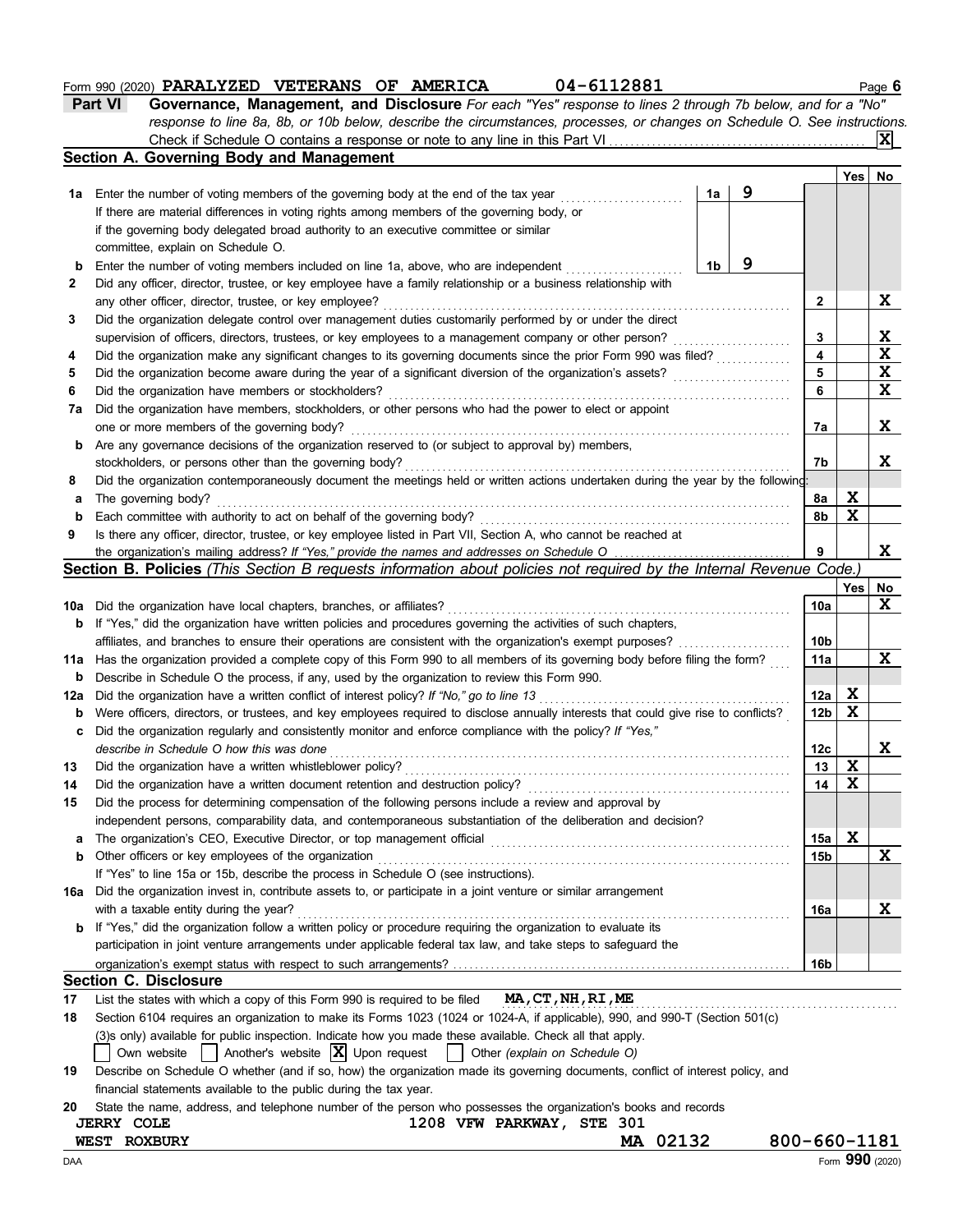Form 990 (2020) **PARALYZED VETERANS OF AMERICA** **04-6112881** Page **6**

**Part VI** **Governance, Management, and Disclosure** *For each "Yes" response to lines 2 through 7b below, and for a "No" response to line 8a, 8b, or 10b below, describe the circumstances, processes, or changes on Schedule O. See instructions.*

Check if Schedule O contains a response or note to any line in this Part VI ... **[X]**

## Section A. Governing Body and Management

| | | | | | Yes | No |
|---|---|---|---|---|---|---|
| **1a** | Enter the number of voting members of the governing body at the end of the tax year ... If there are material differences in voting rights among members of the governing body, or if the governing body delegated broad authority to an executive committee or similar committee, explain on Schedule O. | **1a** | 9 | | | |
| **b** | Enter the number of voting members included on line 1a, above, who are independent ... | **1b** | 9 | | | |
| **2** | Did any officer, director, trustee, or key employee have a family relationship or a business relationship with any other officer, director, trustee, or key employee? | | | **2** | | X |
| **3** | Did the organization delegate control over management duties customarily performed by or under the direct supervision of officers, directors, trustees, or key employees to a management company or other person? | | | **3** | | X |
| **4** | Did the organization make any significant changes to its governing documents since the prior Form 990 was filed? | | | **4** | | X |
| **5** | Did the organization become aware during the year of a significant diversion of the organization's assets? | | | **5** | | X |
| **6** | Did the organization have members or stockholders? | | | **6** | | X |
| **7a** | Did the organization have members, stockholders, or other persons who had the power to elect or appoint one or more members of the governing body? | | | **7a** | | X |
| **b** | Are any governance decisions of the organization reserved to (or subject to approval by) members, stockholders, or persons other than the governing body? | | | **7b** | | X |
| **8** | Did the organization contemporaneously document the meetings held or written actions undertaken during the year by the following: | | | | | |
| **a** | The governing body? | | | **8a** | X | |
| **b** | Each committee with authority to act on behalf of the governing body? | | | **8b** | X | |
| **9** | Is there any officer, director, trustee, or key employee listed in Part VII, Section A, who cannot be reached at the organization's mailing address? *If "Yes," provide the names and addresses on Schedule O* | | | **9** | | X |

## Section B. Policies *(This Section B requests information about policies not required by the Internal Revenue Code.)*

| | | | Yes | No |
|---|---|---|---|---|
| **10a** | Did the organization have local chapters, branches, or affiliates? | **10a** | | X |
| **b** | If "Yes," did the organization have written policies and procedures governing the activities of such chapters, affiliates, and branches to ensure their operations are consistent with the organization's exempt purposes? | **10b** | | |
| **11a** | Has the organization provided a complete copy of this Form 990 to all members of its governing body before filing the form? | **11a** | | X |
| **b** | Describe in Schedule O the process, if any, used by the organization to review this Form 990. | | | |
| **12a** | Did the organization have a written conflict of interest policy? *If "No," go to line 13* | **12a** | X | |
| **b** | Were officers, directors, or trustees, and key employees required to disclose annually interests that could give rise to conflicts? | **12b** | X | |
| **c** | Did the organization regularly and consistently monitor and enforce compliance with the policy? *If "Yes," describe in Schedule O how this was done* | **12c** | | X |
| **13** | Did the organization have a written whistleblower policy? | **13** | X | |
| **14** | Did the organization have a written document retention and destruction policy? | **14** | X | |
| **15** | Did the process for determining compensation of the following persons include a review and approval by independent persons, comparability data, and contemporaneous substantiation of the deliberation and decision? | | | |
| **a** | The organization's CEO, Executive Director, or top management official | **15a** | X | |
| **b** | Other officers or key employees of the organization | **15b** | | X |
| | If "Yes" to line 15a or 15b, describe the process in Schedule O (see instructions). | | | |
| **16a** | Did the organization invest in, contribute assets to, or participate in a joint venture or similar arrangement with a taxable entity during the year? | **16a** | | X |
| **b** | If "Yes," did the organization follow a written policy or procedure requiring the organization to evaluate its participation in joint venture arrangements under applicable federal tax law, and take steps to safeguard the organization's exempt status with respect to such arrangements? | **16b** | | |

## Section C. Disclosure

**17** List the states with which a copy of this Form 990 is required to be filed **MA,CT,NH,RI,ME**

**18** Section 6104 requires an organization to make its Forms 1023 (1024 or 1024-A, if applicable), 990, and 990-T (Section 501(c)(3)s only) available for public inspection. Indicate how you made these available. Check all that apply.

[ ] Own website [ ] Another's website [X] Upon request [ ] Other *(explain on Schedule O)*

**19** Describe on Schedule O whether (and if so, how) the organization made its governing documents, conflict of interest policy, and financial statements available to the public during the tax year.

**20** State the name, address, and telephone number of the person who possesses the organization's books and records

**JERRY COLE** **1208 VFW PARKWAY, STE 301**
**WEST ROXBURY** **MA 02132** **800-660-1181**

DAA Form **990** (2020)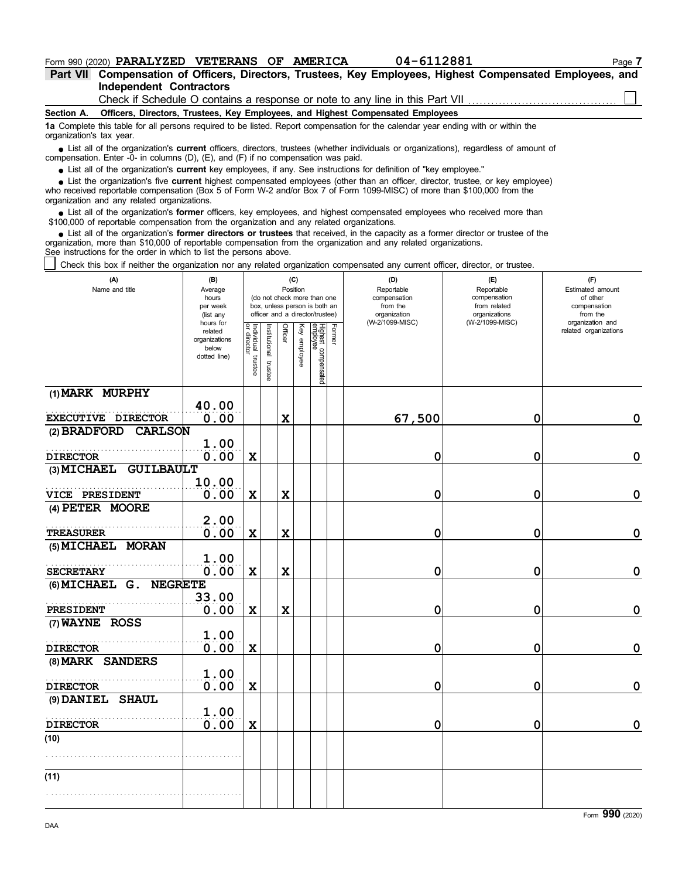Form 990 (2020) **PARALYZED VETERANS OF AMERICA** 04-6112881

**Part VII Compensation of Officers, Directors, Trustees, Key Employees, Highest Compensated Employees, and Independent Contractors**

Check if Schedule O contains a response or note to any line in this Part VII ☐

**Section A. Officers, Directors, Trustees, Key Employees, and Highest Compensated Employees**

**1a** Complete this table for all persons required to be listed. Report compensation for the calendar year ending with or within the organization's tax year.

- List all of the organization's **current** officers, directors, trustees (whether individuals or organizations), regardless of amount of compensation. Enter -0- in columns (D), (E), and (F) if no compensation was paid.
- List all of the organization's **current** key employees, if any. See instructions for definition of "key employee."
- List the organization's five **current** highest compensated employees (other than an officer, director, trustee, or key employee) who received reportable compensation (Box 5 of Form W-2 and/or Box 7 of Form 1099-MISC) of more than $100,000 from the organization and any related organizations.
- List all of the organization's **former** officers, key employees, and highest compensated employees who received more than $100,000 of reportable compensation from the organization and any related organizations.
- List all of the organization's **former directors or trustees** that received, in the capacity as a former director or trustee of the organization, more than $10,000 of reportable compensation from the organization and any related organizations.

See instructions for the order in which to list the persons above.

☐ Check this box if neither the organization nor any related organization compensated any current officer, director, or trustee.

| (A) Name and title | (B) Average hours per week (list any hours for related organizations below dotted line) | (C) Position: Individual trustee or director | Institutional trustee | Officer | Key employee | Highest compensated employee | Former | (D) Reportable compensation from the organization (W-2/1099-MISC) | (E) Reportable compensation from related organizations (W-2/1099-MISC) | (F) Estimated amount of other compensation from the organization and related organizations |
|---|---|---|---|---|---|---|---|---|---|---|
| (1) MARK MURPHY<br>EXECUTIVE DIRECTOR | 40.00<br>0.00 | | | X | | | | 67,500 | 0 | 0 |
| (2) BRADFORD CARLSON<br>DIRECTOR | 1.00<br>0.00 | X | | | | | | 0 | 0 | 0 |
| (3) MICHAEL GUILBAULT<br>VICE PRESIDENT | 10.00<br>0.00 | X | | X | | | | 0 | 0 | 0 |
| (4) PETER MOORE<br>TREASURER | 2.00<br>0.00 | X | | X | | | | 0 | 0 | 0 |
| (5) MICHAEL MORAN<br>SECRETARY | 1.00<br>0.00 | X | | X | | | | 0 | 0 | 0 |
| (6) MICHAEL G. NEGRETE<br>PRESIDENT | 33.00<br>0.00 | X | | X | | | | 0 | 0 | 0 |
| (7) WAYNE ROSS<br>DIRECTOR | 1.00<br>0.00 | X | | | | | | 0 | 0 | 0 |
| (8) MARK SANDERS<br>DIRECTOR | 1.00<br>0.00 | X | | | | | | 0 | 0 | 0 |
| (9) DANIEL SHAUL<br>DIRECTOR | 1.00<br>0.00 | X | | | | | | 0 | 0 | 0 |
| (10) | | | | | | | | | | |
| (11) | | | | | | | | | | |

Form **990** (2020)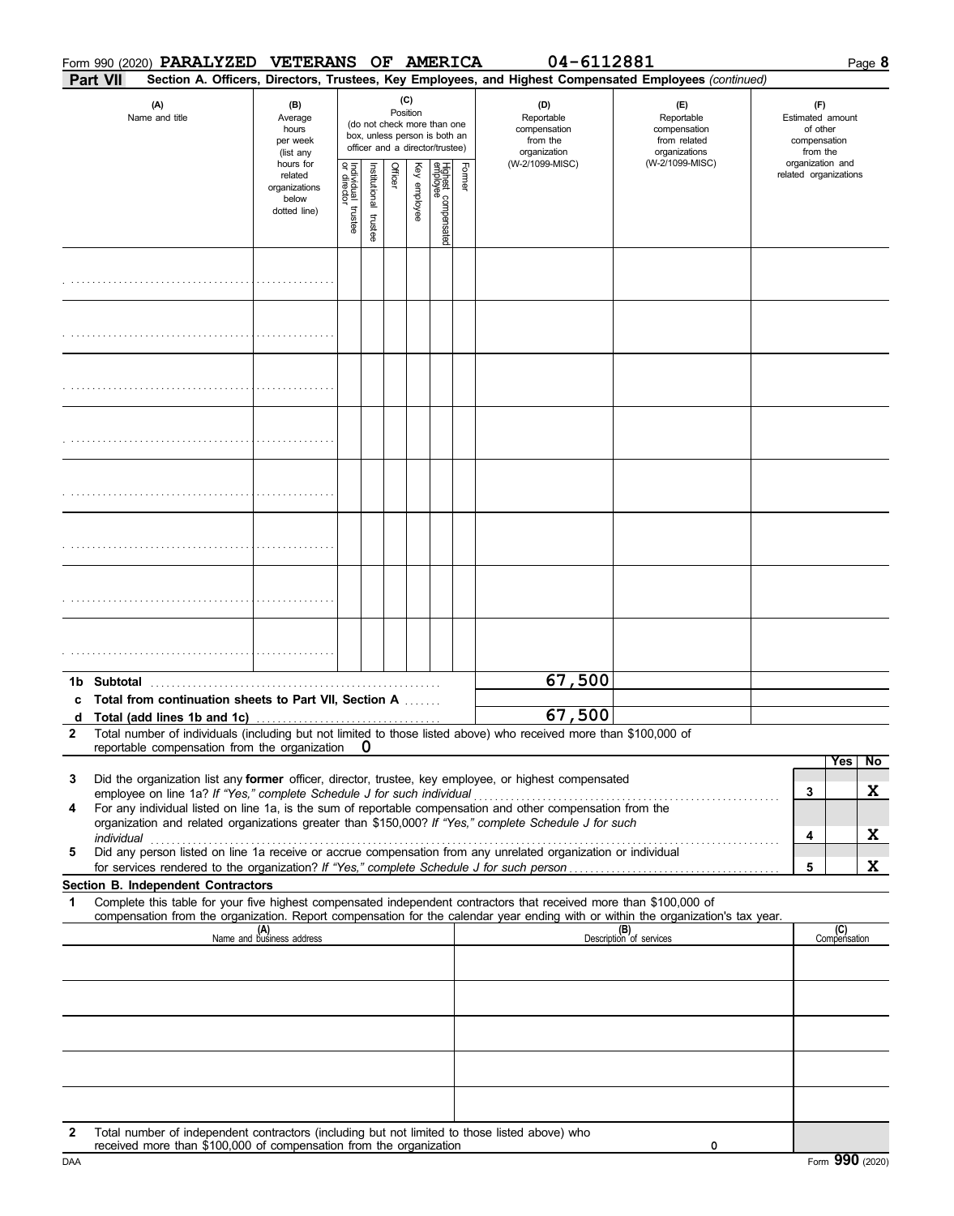Form 990 (2020) **PARALYZED VETERANS OF AMERICA** 04-6112881 Page **8**

**Part VII** **Section A. Officers, Directors, Trustees, Key Employees, and Highest Compensated Employees** *(continued)*

| (A) Name and title | (B) Average hours per week (list any hours for related organizations below dotted line) | (C) Position: Individual trustee or director | Institutional trustee | Officer | Key employee | Highest compensated employee | Former | (D) Reportable compensation from the organization (W-2/1099-MISC) | (E) Reportable compensation from related organizations (W-2/1099-MISC) | (F) Estimated amount of other compensation from the organization and related organizations |
|---|---|---|---|---|---|---|---|---|---|---|
| | | | | | | | | | | |
| | | | | | | | | | | |
| | | | | | | | | | | |
| | | | | | | | | | | |
| | | | | | | | | | | |
| | | | | | | | | | | |
| | | | | | | | | | | |
| | | | | | | | | | | |
| **1b Subtotal** | | | | | | | | 67,500 | | |
| **c Total from continuation sheets to Part VII, Section A** | | | | | | | | | | |
| **d Total (add lines 1b and 1c)** | | | | | | | | 67,500 | | |

**2** Total number of individuals (including but not limited to those listed above) who received more than $100,000 of reportable compensation from the organization **0**

| | | | Yes | No |
|---|---|---|---|---|
| **3** | Did the organization list any **former** officer, director, trustee, key employee, or highest compensated employee on line 1a? *If "Yes," complete Schedule J for such individual* | 3 | | X |
| **4** | For any individual listed on line 1a, is the sum of reportable compensation and other compensation from the organization and related organizations greater than $150,000? *If "Yes," complete Schedule J for such individual* | 4 | | X |
| **5** | Did any person listed on line 1a receive or accrue compensation from any unrelated organization or individual for services rendered to the organization? *If "Yes," complete Schedule J for such person* | 5 | | X |

**Section B. Independent Contractors**

**1** Complete this table for your five highest compensated independent contractors that received more than $100,000 of compensation from the organization. Report compensation for the calendar year ending with or within the organization's tax year.

| (A) Name and business address | (B) Description of services | (C) Compensation |
|---|---|---|
| | | |
| | | |
| | | |
| | | |
| | | |

**2** Total number of independent contractors (including but not limited to those listed above) who received more than $100,000 of compensation from the organization **0**

DAA Form **990** (2020)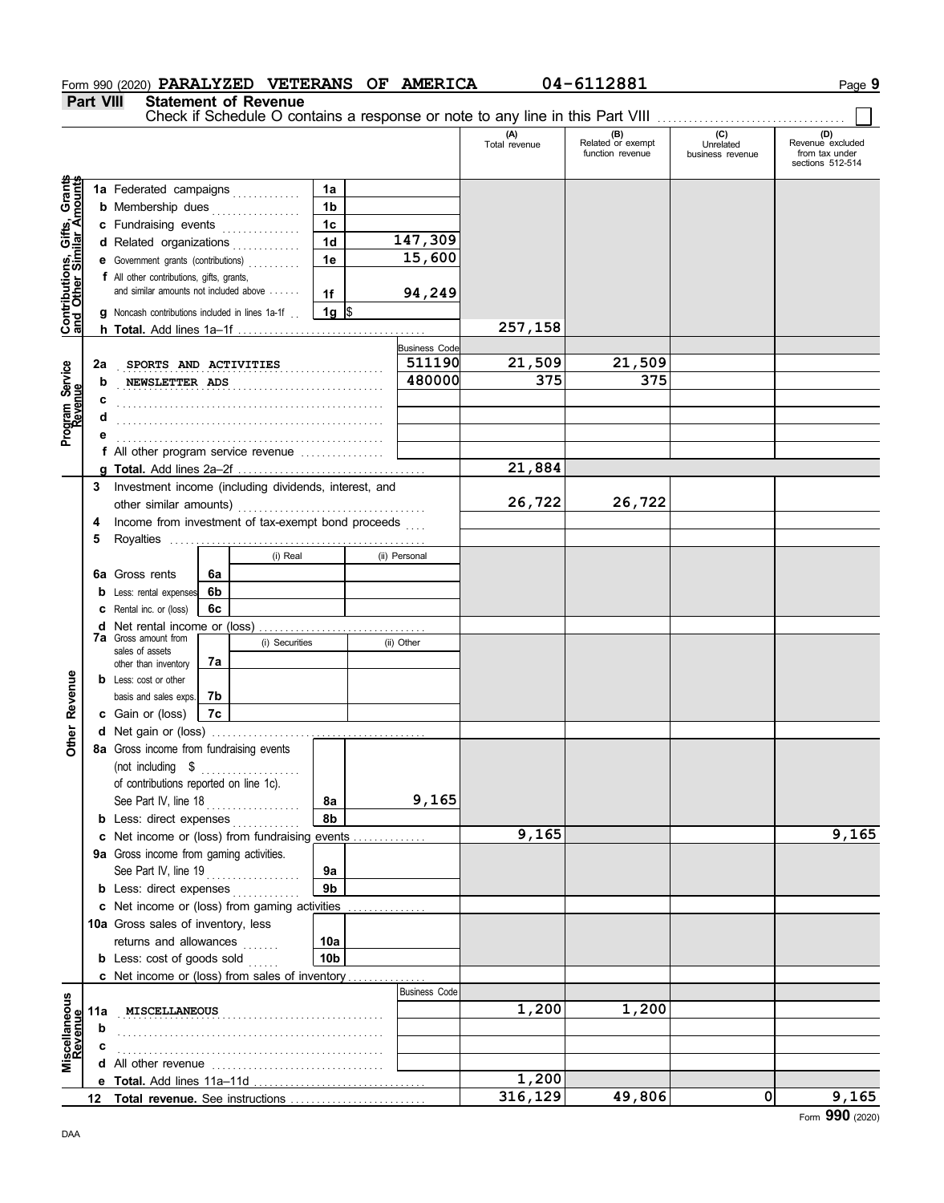Form 990 (2020) **PARALYZED VETERANS OF AMERICA** **04-6112881** Page **9**

## Part VIII Statement of Revenue

Check if Schedule O contains a response or note to any line in this Part VIII ☐

| | | | | (A) Total revenue | (B) Related or exempt function revenue | (C) Unrelated business revenue | (D) Revenue excluded from tax under sections 512-514 |
|---|---|---|---|---|---|---|---|
| **Contributions, Gifts, Grants and Other Similar Amounts** | 1a Federated campaigns | 1a | | | | | |
| | b Membership dues | 1b | | | | | |
| | c Fundraising events | 1c | | | | | |
| | d Related organizations | 1d | 147,309 | | | | |
| | e Government grants (contributions) | 1e | 15,600 | | | | |
| | f All other contributions, gifts, grants, and similar amounts not included above | 1f | 94,249 | | | | |
| | g Noncash contributions included in lines 1a-1f | 1g | $ | | | | |
| | h **Total.** Add lines 1a–1f | | | 257,158 | | | |
| **Program Service Revenue** | | | Business Code | | | | |
| | 2a SPORTS AND ACTIVITIES | | 511190 | 21,509 | 21,509 | | |
| | b NEWSLETTER ADS | | 480000 | 375 | 375 | | |
| | c | | | | | | |
| | d | | | | | | |
| | e | | | | | | |
| | f All other program service revenue | | | | | | |
| | g **Total.** Add lines 2a–2f | | | 21,884 | | | |
| **Other Revenue** | 3 Investment income (including dividends, interest, and other similar amounts) | | | 26,722 | 26,722 | | |
| | 4 Income from investment of tax-exempt bond proceeds | | | | | | |
| | 5 Royalties | | | | | | |
| | | (i) Real | (ii) Personal | | | | |
| | 6a Gross rents | 6a | | | | | |
| | b Less: rental expenses | 6b | | | | | |
| | c Rental inc. or (loss) | 6c | | | | | |
| | d Net rental income or (loss) | | | | | | |
| | | (i) Securities | (ii) Other | | | | |
| | 7a Gross amount from sales of assets other than inventory | 7a | | | | | |
| | b Less: cost or other basis and sales exps. | 7b | | | | | |
| | c Gain or (loss) | 7c | | | | | |
| | d Net gain or (loss) | | | | | | |
| | 8a Gross income from fundraising events (not including $ ........ of contributions reported on line 1c). See Part IV, line 18 | 8a | 9,165 | | | | |
| | b Less: direct expenses | 8b | | | | | |
| | c Net income or (loss) from fundraising events | | | 9,165 | | | 9,165 |
| | 9a Gross income from gaming activities. See Part IV, line 19 | 9a | | | | | |
| | b Less: direct expenses | 9b | | | | | |
| | c Net income or (loss) from gaming activities | | | | | | |
| | 10a Gross sales of inventory, less returns and allowances | 10a | | | | | |
| | b Less: cost of goods sold | 10b | | | | | |
| | c Net income or (loss) from sales of inventory | | | | | | |
| **Miscellaneous Revenue** | | | Business Code | | | | |
| | 11a MISCELLANEOUS | | | 1,200 | 1,200 | | |
| | b | | | | | | |
| | c | | | | | | |
| | d All other revenue | | | | | | |
| | e **Total.** Add lines 11a–11d | | | 1,200 | | | |
| | 12 **Total revenue.** See instructions | | | 316,129 | 49,806 | 0 | 9,165 |

Form **990** (2020)

DAA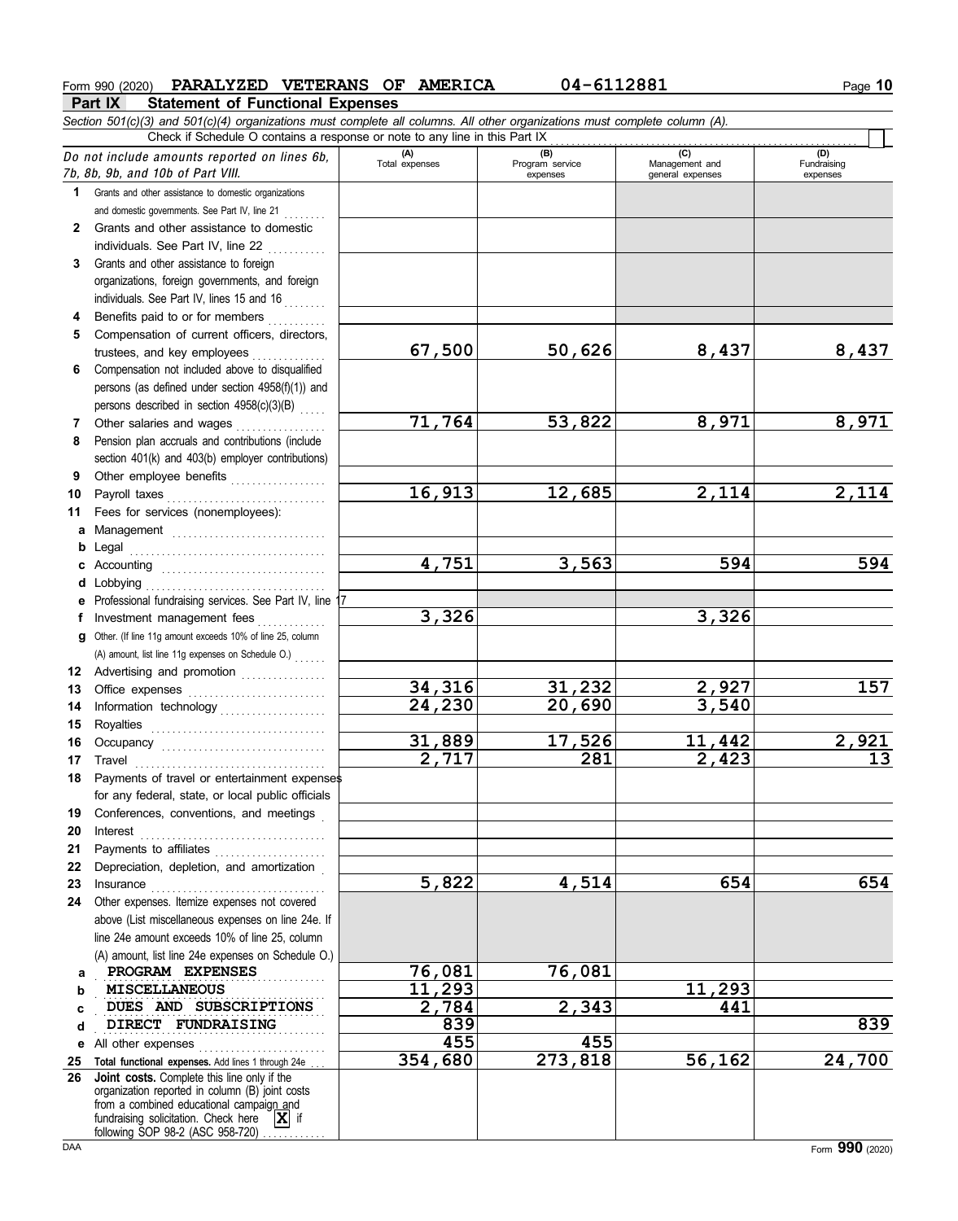Form 990 (2020) **PARALYZED VETERANS OF AMERICA** 04-6112881

## Part IX Statement of Functional Expenses

*Section 501(c)(3) and 501(c)(4) organizations must complete all columns. All other organizations must complete column (A).*

Check if Schedule O contains a response or note to any line in this Part IX

| *Do not include amounts reported on lines 6b, 7b, 8b, 9b, and 10b of Part VIII.* | (A) Total expenses | (B) Program service expenses | (C) Management and general expenses | (D) Fundraising expenses |
|---|---|---|---|---|
| **1** Grants and other assistance to domestic organizations and domestic governments. See Part IV, line 21 | | | | |
| **2** Grants and other assistance to domestic individuals. See Part IV, line 22 | | | | |
| **3** Grants and other assistance to foreign organizations, foreign governments, and foreign individuals. See Part IV, lines 15 and 16 | | | | |
| **4** Benefits paid to or for members | | | | |
| **5** Compensation of current officers, directors, trustees, and key employees | 67,500 | 50,626 | 8,437 | 8,437 |
| **6** Compensation not included above to disqualified persons (as defined under section 4958(f)(1)) and persons described in section 4958(c)(3)(B) | | | | |
| **7** Other salaries and wages | 71,764 | 53,822 | 8,971 | 8,971 |
| **8** Pension plan accruals and contributions (include section 401(k) and 403(b) employer contributions) | | | | |
| **9** Other employee benefits | | | | |
| **10** Payroll taxes | 16,913 | 12,685 | 2,114 | 2,114 |
| **11** Fees for services (nonemployees): | | | | |
| **a** Management | | | | |
| **b** Legal | | | | |
| **c** Accounting | 4,751 | 3,563 | 594 | 594 |
| **d** Lobbying | | | | |
| **e** Professional fundraising services. See Part IV, line 17 | | | | |
| **f** Investment management fees | 3,326 | | 3,326 | |
| **g** Other. (If line 11g amount exceeds 10% of line 25, column (A) amount, list line 11g expenses on Schedule O.) | | | | |
| **12** Advertising and promotion | | | | |
| **13** Office expenses | 34,316 | 31,232 | 2,927 | 157 |
| **14** Information technology | 24,230 | 20,690 | 3,540 | |
| **15** Royalties | | | | |
| **16** Occupancy | 31,889 | 17,526 | 11,442 | 2,921 |
| **17** Travel | 2,717 | 281 | 2,423 | 13 |
| **18** Payments of travel or entertainment expenses for any federal, state, or local public officials | | | | |
| **19** Conferences, conventions, and meetings | | | | |
| **20** Interest | | | | |
| **21** Payments to affiliates | | | | |
| **22** Depreciation, depletion, and amortization | | | | |
| **23** Insurance | 5,822 | 4,514 | 654 | 654 |
| **24** Other expenses. Itemize expenses not covered above (List miscellaneous expenses on line 24e. If line 24e amount exceeds 10% of line 25, column (A) amount, list line 24e expenses on Schedule O.) | | | | |
| **a** PROGRAM EXPENSES | 76,081 | 76,081 | | |
| **b** MISCELLANEOUS | 11,293 | | 11,293 | |
| **c** DUES AND SUBSCRIPTIONS | 2,784 | 2,343 | 441 | |
| **d** DIRECT FUNDRAISING | 839 | | | 839 |
| **e** All other expenses | 455 | 455 | | |
| **25** **Total functional expenses.** Add lines 1 through 24e | 354,680 | 273,818 | 56,162 | 24,700 |
| **26** **Joint costs.** Complete this line only if the organization reported in column (B) joint costs from a combined educational campaign and fundraising solicitation. Check here [X] if following SOP 98-2 (ASC 958-720) | | | | |

DAA

Form **990** (2020)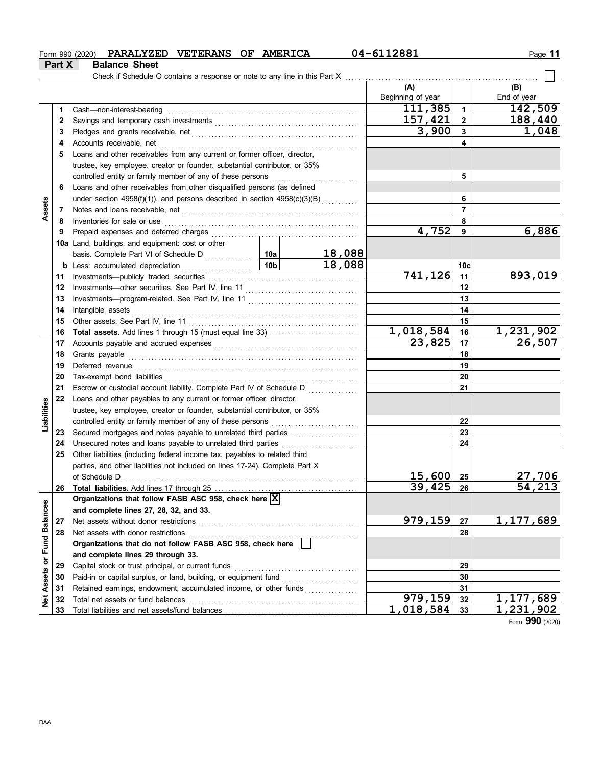Form 990 (2020) **PARALYZED VETERANS OF AMERICA** 04-6112881

## Part X Balance Sheet

Check if Schedule O contains a response or note to any line in this Part X ☐

| | | | | | (A) Beginning of year | | (B) End of year |
|---|---|---|---|---|---|---|---|
| **Assets** | 1 | Cash—non-interest-bearing | | | 111,385 | 1 | 142,509 |
| | 2 | Savings and temporary cash investments | | | 157,421 | 2 | 188,440 |
| | 3 | Pledges and grants receivable, net | | | 3,900 | 3 | 1,048 |
| | 4 | Accounts receivable, net | | | | 4 | |
| | 5 | Loans and other receivables from any current or former officer, director, trustee, key employee, creator or founder, substantial contributor, or 35% controlled entity or family member of any of these persons | | | | 5 | |
| | 6 | Loans and other receivables from other disqualified persons (as defined under section 4958(f)(1)), and persons described in section 4958(c)(3)(B) | | | | 6 | |
| | 7 | Notes and loans receivable, net | | | | 7 | |
| | 8 | Inventories for sale or use | | | | 8 | |
| | 9 | Prepaid expenses and deferred charges | | | 4,752 | 9 | 6,886 |
| | 10a | Land, buildings, and equipment: cost or other basis. Complete Part VI of Schedule D | 10a | 18,088 | | | |
| | b | Less: accumulated depreciation | 10b | 18,088 | | 10c | |
| | 11 | Investments—publicly traded securities | | | 741,126 | 11 | 893,019 |
| | 12 | Investments—other securities. See Part IV, line 11 | | | | 12 | |
| | 13 | Investments—program-related. See Part IV, line 11 | | | | 13 | |
| | 14 | Intangible assets | | | | 14 | |
| | 15 | Other assets. See Part IV, line 11 | | | | 15 | |
| | 16 | **Total assets.** Add lines 1 through 15 (must equal line 33) | | | 1,018,584 | 16 | 1,231,902 |
| **Liabilities** | 17 | Accounts payable and accrued expenses | | | 23,825 | 17 | 26,507 |
| | 18 | Grants payable | | | | 18 | |
| | 19 | Deferred revenue | | | | 19 | |
| | 20 | Tax-exempt bond liabilities | | | | 20 | |
| | 21 | Escrow or custodial account liability. Complete Part IV of Schedule D | | | | 21 | |
| | 22 | Loans and other payables to any current or former officer, director, trustee, key employee, creator or founder, substantial contributor, or 35% controlled entity or family member of any of these persons | | | | 22 | |
| | 23 | Secured mortgages and notes payable to unrelated third parties | | | | 23 | |
| | 24 | Unsecured notes and loans payable to unrelated third parties | | | | 24 | |
| | 25 | Other liabilities (including federal income tax, payables to related third parties, and other liabilities not included on lines 17-24). Complete Part X of Schedule D | | | 15,600 | 25 | 27,706 |
| | 26 | **Total liabilities.** Add lines 17 through 25 | | | 39,425 | 26 | 54,213 |
| **Net Assets or Fund Balances** | | **Organizations that follow FASB ASC 958, check here** ☒ **and complete lines 27, 28, 32, and 33.** | | | | | |
| | 27 | Net assets without donor restrictions | | | 979,159 | 27 | 1,177,689 |
| | 28 | Net assets with donor restrictions | | | | 28 | |
| | | **Organizations that do not follow FASB ASC 958, check here** ☐ **and complete lines 29 through 33.** | | | | | |
| | 29 | Capital stock or trust principal, or current funds | | | | 29 | |
| | 30 | Paid-in or capital surplus, or land, building, or equipment fund | | | | 30 | |
| | 31 | Retained earnings, endowment, accumulated income, or other funds | | | | 31 | |
| | 32 | Total net assets or fund balances | | | 979,159 | 32 | 1,177,689 |
| | 33 | Total liabilities and net assets/fund balances | | | 1,018,584 | 33 | 1,231,902 |

Form **990** (2020)

DAA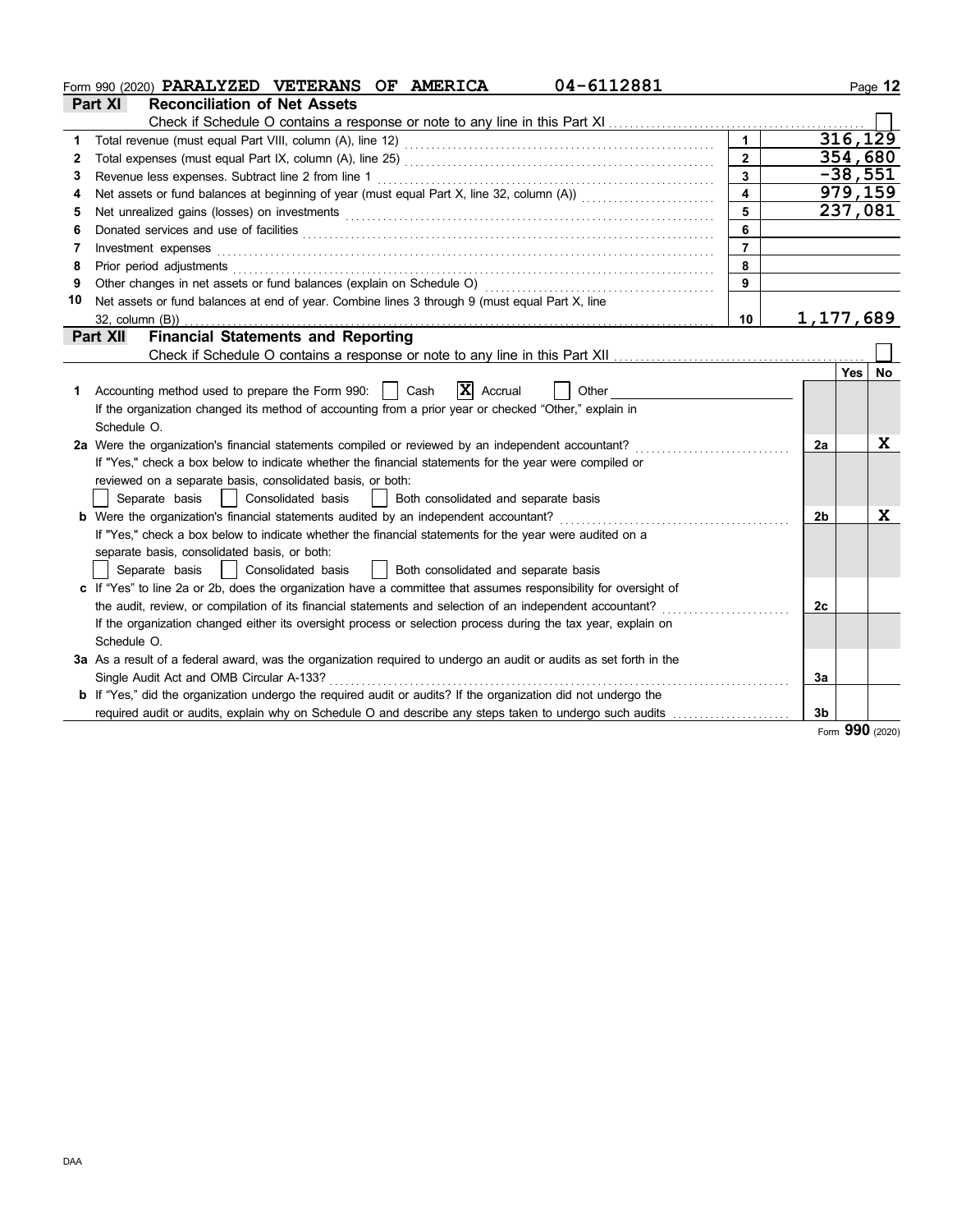Form 990 (2020) **PARALYZED VETERANS OF AMERICA** **04-6112881**

## Part XI Reconciliation of Net Assets

Check if Schedule O contains a response or note to any line in this Part XI ☐

| | | | |
|---|---|---|---|
| 1 | Total revenue (must equal Part VIII, column (A), line 12) | 1 | 316,129 |
| 2 | Total expenses (must equal Part IX, column (A), line 25) | 2 | 354,680 |
| 3 | Revenue less expenses. Subtract line 2 from line 1 | 3 | -38,551 |
| 4 | Net assets or fund balances at beginning of year (must equal Part X, line 32, column (A)) | 4 | 979,159 |
| 5 | Net unrealized gains (losses) on investments | 5 | 237,081 |
| 6 | Donated services and use of facilities | 6 | |
| 7 | Investment expenses | 7 | |
| 8 | Prior period adjustments | 8 | |
| 9 | Other changes in net assets or fund balances (explain on Schedule O) | 9 | |
| 10 | Net assets or fund balances at end of year. Combine lines 3 through 9 (must equal Part X, line 32, column (B)) | 10 | 1,177,689 |

## Part XII Financial Statements and Reporting

Check if Schedule O contains a response or note to any line in this Part XII ☐

| | | | Yes | No |
|---|---|---|---|---|
| 1 | Accounting method used to prepare the Form 990: ☐ Cash ☒ Accrual ☐ Other<br>If the organization changed its method of accounting from a prior year or checked "Other," explain in Schedule O. | | | |
| 2a | Were the organization's financial statements compiled or reviewed by an independent accountant?<br>If "Yes," check a box below to indicate whether the financial statements for the year were compiled or reviewed on a separate basis, consolidated basis, or both:<br>☐ Separate basis ☐ Consolidated basis ☐ Both consolidated and separate basis | 2a | | X |
| b | Were the organization's financial statements audited by an independent accountant?<br>If "Yes," check a box below to indicate whether the financial statements for the year were audited on a separate basis, consolidated basis, or both:<br>☐ Separate basis ☐ Consolidated basis ☐ Both consolidated and separate basis | 2b | | X |
| c | If "Yes" to line 2a or 2b, does the organization have a committee that assumes responsibility for oversight of the audit, review, or compilation of its financial statements and selection of an independent accountant?<br>If the organization changed either its oversight process or selection process during the tax year, explain on Schedule O. | 2c | | |
| 3a | As a result of a federal award, was the organization required to undergo an audit or audits as set forth in the Single Audit Act and OMB Circular A-133? | 3a | | |
| b | If "Yes," did the organization undergo the required audit or audits? If the organization did not undergo the required audit or audits, explain why on Schedule O and describe any steps taken to undergo such audits | 3b | | |

Form **990** (2020)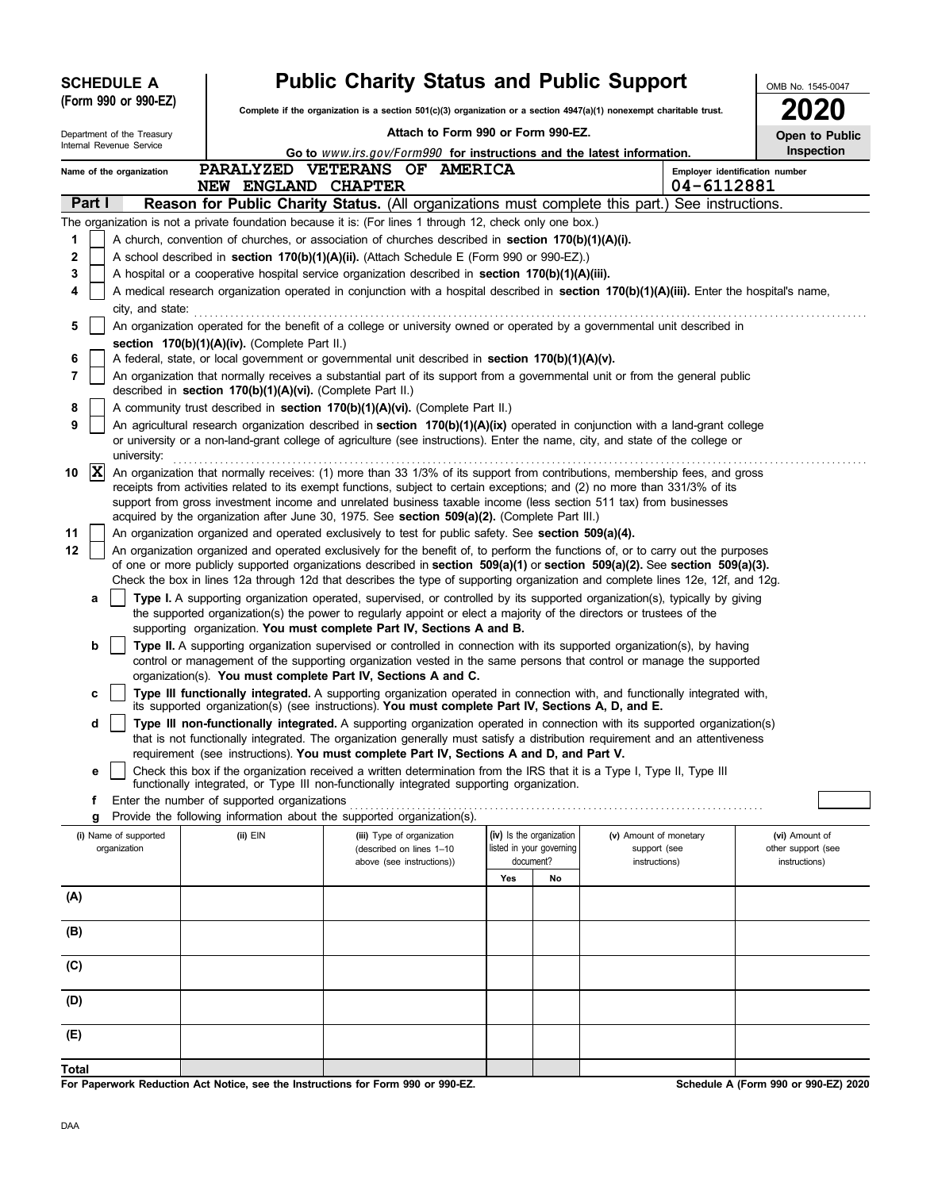**SCHEDULE A (Form 990 or 990-EZ)**

Department of the Treasury
Internal Revenue Service

# Public Charity Status and Public Support

**Complete if the organization is a section 501(c)(3) organization or a section 4947(a)(1) nonexempt charitable trust.**

**Attach to Form 990 or Form 990-EZ.**

**Go to** *www.irs.gov/Form990* **for instructions and the latest information.**

OMB No. 1545-0047

**2020**

**Open to Public Inspection**

Name of the organization: PARALYZED VETERANS OF AMERICA NEW ENGLAND CHAPTER

Employer identification number: 04-6112881

## Part I — Reason for Public Charity Status. (All organizations must complete this part.) See instructions.

The organization is not a private foundation because it is: (For lines 1 through 12, check only one box.)

1. [ ] A church, convention of churches, or association of churches described in **section 170(b)(1)(A)(i).**
2. [ ] A school described in **section 170(b)(1)(A)(ii).** (Attach Schedule E (Form 990 or 990-EZ).)
3. [ ] A hospital or a cooperative hospital service organization described in **section 170(b)(1)(A)(iii).**
4. [ ] A medical research organization operated in conjunction with a hospital described in **section 170(b)(1)(A)(iii).** Enter the hospital's name, city, and state:
5. [ ] An organization operated for the benefit of a college or university owned or operated by a governmental unit described in **section 170(b)(1)(A)(iv).** (Complete Part II.)
6. [ ] A federal, state, or local government or governmental unit described in **section 170(b)(1)(A)(v).**
7. [ ] An organization that normally receives a substantial part of its support from a governmental unit or from the general public described in **section 170(b)(1)(A)(vi).** (Complete Part II.)
8. [ ] A community trust described in **section 170(b)(1)(A)(vi).** (Complete Part II.)
9. [ ] An agricultural research organization described in **section 170(b)(1)(A)(ix)** operated in conjunction with a land-grant college or university or a non-land-grant college of agriculture (see instructions). Enter the name, city, and state of the college or university:
10. [X] An organization that normally receives: (1) more than 33 1/3% of its support from contributions, membership fees, and gross receipts from activities related to its exempt functions, subject to certain exceptions; and (2) no more than 331/3% of its support from gross investment income and unrelated business taxable income (less section 511 tax) from businesses acquired by the organization after June 30, 1975. See **section 509(a)(2).** (Complete Part III.)
11. [ ] An organization organized and operated exclusively to test for public safety. See **section 509(a)(4).**
12. [ ] An organization organized and operated exclusively for the benefit of, to perform the functions of, or to carry out the purposes of one or more publicly supported organizations described in **section 509(a)(1)** or **section 509(a)(2).** See **section 509(a)(3).** Check the box in lines 12a through 12d that describes the type of supporting organization and complete lines 12e, 12f, and 12g.
   - **a** [ ] **Type I.** A supporting organization operated, supervised, or controlled by its supported organization(s), typically by giving the supported organization(s) the power to regularly appoint or elect a majority of the directors or trustees of the supporting organization. **You must complete Part IV, Sections A and B.**
   - **b** [ ] **Type II.** A supporting organization supervised or controlled in connection with its supported organization(s), by having control or management of the supporting organization vested in the same persons that control or manage the supported organization(s). **You must complete Part IV, Sections A and C.**
   - **c** [ ] **Type III functionally integrated.** A supporting organization operated in connection with, and functionally integrated with, its supported organization(s) (see instructions). **You must complete Part IV, Sections A, D, and E.**
   - **d** [ ] **Type III non-functionally integrated.** A supporting organization operated in connection with its supported organization(s) that is not functionally integrated. The organization generally must satisfy a distribution requirement and an attentiveness requirement (see instructions). **You must complete Part IV, Sections A and D, and Part V.**
   - **e** [ ] Check this box if the organization received a written determination from the IRS that it is a Type I, Type II, Type III functionally integrated, or Type III non-functionally integrated supporting organization.
   - **f** Enter the number of supported organizations
   - **g** Provide the following information about the supported organization(s).

| (i) Name of supported organization | (ii) EIN | (iii) Type of organization (described on lines 1–10 above (see instructions)) | (iv) Is the organization listed in your governing document? Yes | No | (v) Amount of monetary support (see instructions) | (vi) Amount of other support (see instructions) |
|---|---|---|---|---|---|---|
| (A) | | | | | | |
| (B) | | | | | | |
| (C) | | | | | | |
| (D) | | | | | | |
| (E) | | | | | | |
| Total | | | | | | |

**For Paperwork Reduction Act Notice, see the Instructions for Form 990 or 990-EZ.**

**Schedule A (Form 990 or 990-EZ) 2020**

DAA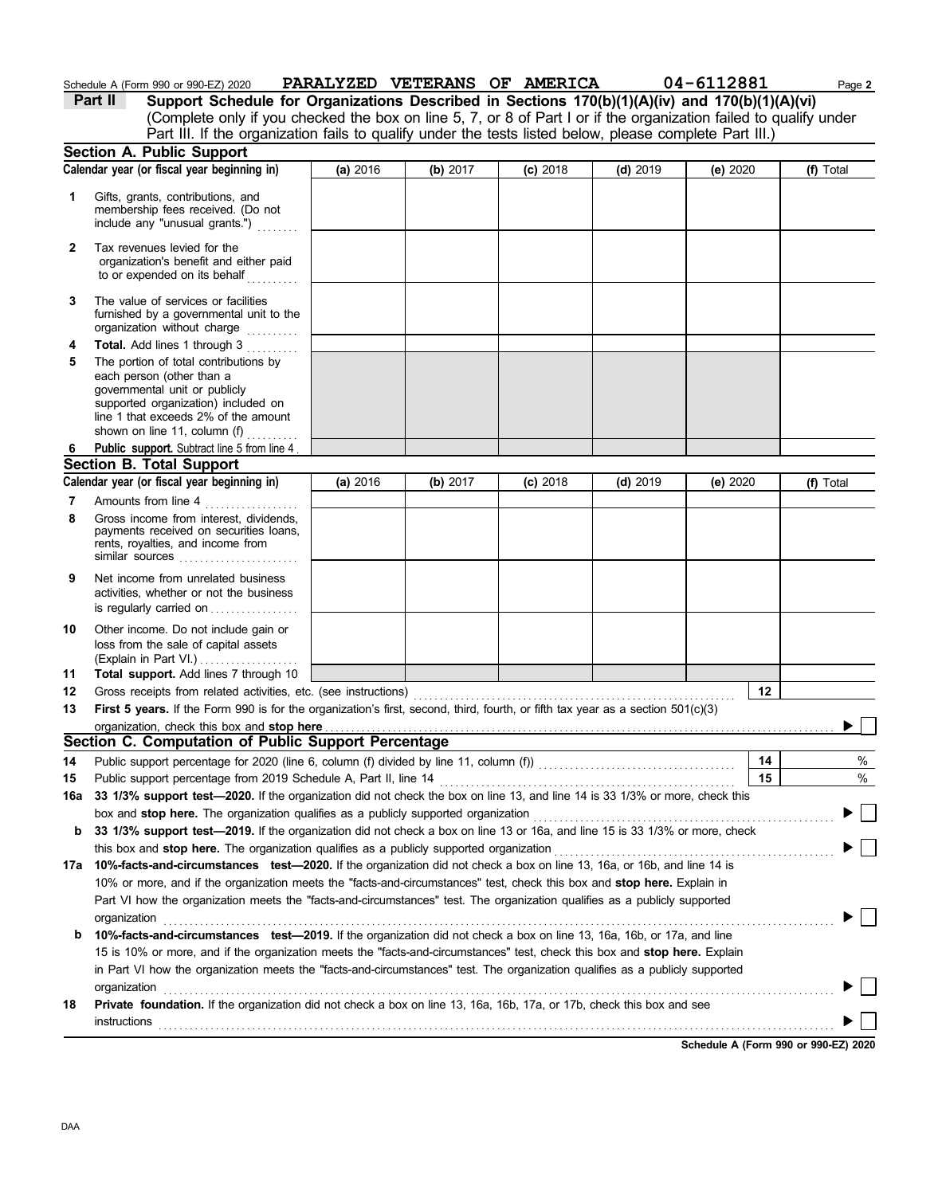Schedule A (Form 990 or 990-EZ) 2020 **PARALYZED VETERANS OF AMERICA** **04-6112881** Page **2**

**Part II** **Support Schedule for Organizations Described in Sections 170(b)(1)(A)(iv) and 170(b)(1)(A)(vi)**
(Complete only if you checked the box on line 5, 7, or 8 of Part I or if the organization failed to qualify under Part III. If the organization fails to qualify under the tests listed below, please complete Part III.)

## Section A. Public Support

| Calendar year (or fiscal year beginning in) | (a) 2016 | (b) 2017 | (c) 2018 | (d) 2019 | (e) 2020 | (f) Total |
|---|---|---|---|---|---|---|
| **1** Gifts, grants, contributions, and membership fees received. (Do not include any "unusual grants.") | | | | | | |
| **2** Tax revenues levied for the organization's benefit and either paid to or expended on its behalf | | | | | | |
| **3** The value of services or facilities furnished by a governmental unit to the organization without charge | | | | | | |
| **4** **Total.** Add lines 1 through 3 | | | | | | |
| **5** The portion of total contributions by each person (other than a governmental unit or publicly supported organization) included on line 1 that exceeds 2% of the amount shown on line 11, column (f) | | | | | | |
| **6** **Public support.** Subtract line 5 from line 4 | | | | | | |

## Section B. Total Support

| Calendar year (or fiscal year beginning in) | (a) 2016 | (b) 2017 | (c) 2018 | (d) 2019 | (e) 2020 | (f) Total |
|---|---|---|---|---|---|---|
| **7** Amounts from line 4 | | | | | | |
| **8** Gross income from interest, dividends, payments received on securities loans, rents, royalties, and income from similar sources | | | | | | |
| **9** Net income from unrelated business activities, whether or not the business is regularly carried on | | | | | | |
| **10** Other income. Do not include gain or loss from the sale of capital assets (Explain in Part VI.) | | | | | | |
| **11** **Total support.** Add lines 7 through 10 | | | | | | |

**12** Gross receipts from related activities, etc. (see instructions) **12**

**13** **First 5 years.** If the Form 990 is for the organization's first, second, third, fourth, or fifth tax year as a section 501(c)(3) organization, check this box and **stop here** ▶ ☐

## Section C. Computation of Public Support Percentage

**14** Public support percentage for 2020 (line 6, column (f) divided by line 11, column (f)) **14** %

**15** Public support percentage from 2019 Schedule A, Part II, line 14 **15** %

**16a** **33 1/3% support test—2020.** If the organization did not check the box on line 13, and line 14 is 33 1/3% or more, check this box and **stop here.** The organization qualifies as a publicly supported organization ▶ ☐

**b** **33 1/3% support test—2019.** If the organization did not check a box on line 13 or 16a, and line 15 is 33 1/3% or more, check this box and **stop here.** The organization qualifies as a publicly supported organization ▶ ☐

**17a** **10%-facts-and-circumstances test—2020.** If the organization did not check a box on line 13, 16a, or 16b, and line 14 is 10% or more, and if the organization meets the "facts-and-circumstances" test, check this box and **stop here.** Explain in Part VI how the organization meets the "facts-and-circumstances" test. The organization qualifies as a publicly supported organization ▶ ☐

**b** **10%-facts-and-circumstances test—2019.** If the organization did not check a box on line 13, 16a, 16b, or 17a, and line 15 is 10% or more, and if the organization meets the "facts-and-circumstances" test, check this box and **stop here.** Explain in Part VI how the organization meets the "facts-and-circumstances" test. The organization qualifies as a publicly supported organization ▶ ☐

**18** **Private foundation.** If the organization did not check a box on line 13, 16a, 16b, 17a, or 17b, check this box and see instructions ▶ ☐

**Schedule A (Form 990 or 990-EZ) 2020**

DAA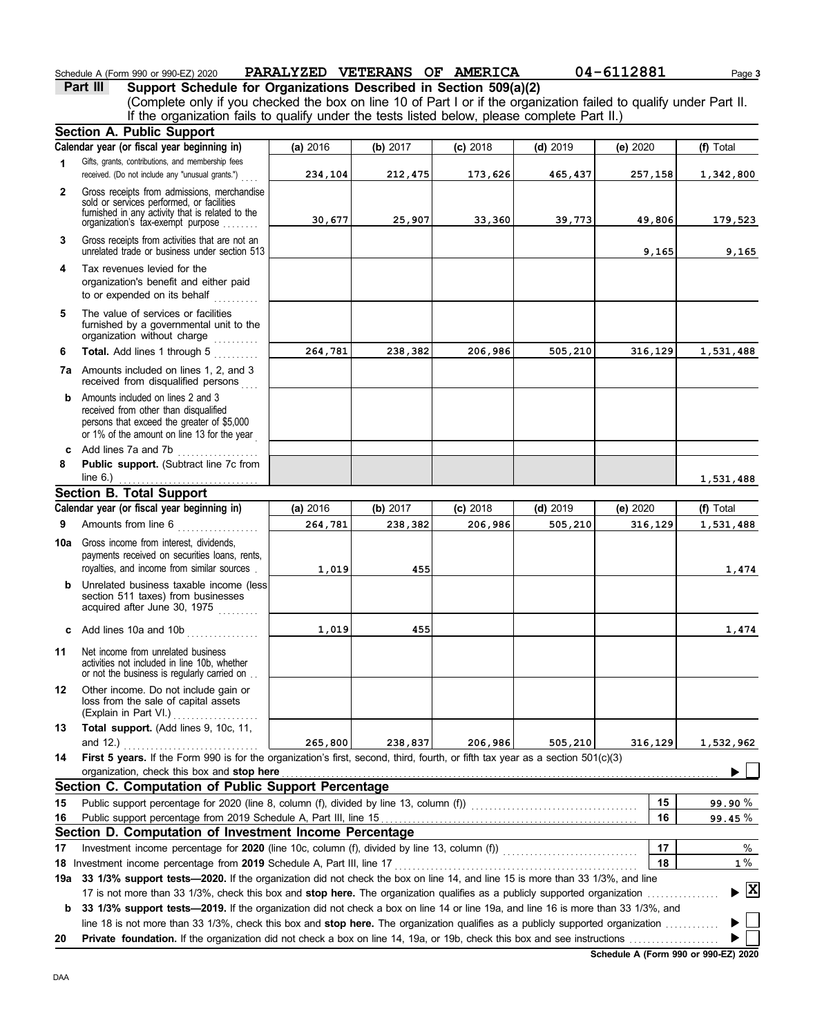Schedule A (Form 990 or 990-EZ) 2020 **PARALYZED VETERANS OF AMERICA** 04-6112881 Page **3**

**Part III** **Support Schedule for Organizations Described in Section 509(a)(2)**

(Complete only if you checked the box on line 10 of Part I or if the organization failed to qualify under Part II. If the organization fails to qualify under the tests listed below, please complete Part II.)

## Section A. Public Support

| | Calendar year (or fiscal year beginning in) | (a) 2016 | (b) 2017 | (c) 2018 | (d) 2019 | (e) 2020 | (f) Total |
|---|---|---|---|---|---|---|---|
| 1 | Gifts, grants, contributions, and membership fees received. (Do not include any "unusual grants.") | 234,104 | 212,475 | 173,626 | 465,437 | 257,158 | 1,342,800 |
| 2 | Gross receipts from admissions, merchandise sold or services performed, or facilities furnished in any activity that is related to the organization's tax-exempt purpose | 30,677 | 25,907 | 33,360 | 39,773 | 49,806 | 179,523 |
| 3 | Gross receipts from activities that are not an unrelated trade or business under section 513 | | | | | 9,165 | 9,165 |
| 4 | Tax revenues levied for the organization's benefit and either paid to or expended on its behalf | | | | | | |
| 5 | The value of services or facilities furnished by a governmental unit to the organization without charge | | | | | | |
| 6 | **Total.** Add lines 1 through 5 | 264,781 | 238,382 | 206,986 | 505,210 | 316,129 | 1,531,488 |
| 7a | Amounts included on lines 1, 2, and 3 received from disqualified persons | | | | | | |
| b | Amounts included on lines 2 and 3 received from other than disqualified persons that exceed the greater of $5,000 or 1% of the amount on line 13 for the year | | | | | | |
| c | Add lines 7a and 7b | | | | | | |
| 8 | **Public support.** (Subtract line 7c from line 6.) | | | | | | 1,531,488 |

## Section B. Total Support

| | Calendar year (or fiscal year beginning in) | (a) 2016 | (b) 2017 | (c) 2018 | (d) 2019 | (e) 2020 | (f) Total |
|---|---|---|---|---|---|---|---|
| 9 | Amounts from line 6 | 264,781 | 238,382 | 206,986 | 505,210 | 316,129 | 1,531,488 |
| 10a | Gross income from interest, dividends, payments received on securities loans, rents, royalties, and income from similar sources | 1,019 | 455 | | | | 1,474 |
| b | Unrelated business taxable income (less section 511 taxes) from businesses acquired after June 30, 1975 | | | | | | |
| c | Add lines 10a and 10b | 1,019 | 455 | | | | 1,474 |
| 11 | Net income from unrelated business activities not included in line 10b, whether or not the business is regularly carried on | | | | | | |
| 12 | Other income. Do not include gain or loss from the sale of capital assets (Explain in Part VI.) | | | | | | |
| 13 | **Total support.** (Add lines 9, 10c, 11, and 12.) | 265,800 | 238,837 | 206,986 | 505,210 | 316,129 | 1,532,962 |

**14** **First 5 years.** If the Form 990 is for the organization's first, second, third, fourth, or fifth tax year as a section 501(c)(3) organization, check this box and **stop here** ☐

## Section C. Computation of Public Support Percentage

| | | | |
|---|---|---|---|
| 15 | Public support percentage for 2020 (line 8, column (f), divided by line 13, column (f)) | 15 | 99.90 % |
| 16 | Public support percentage from 2019 Schedule A, Part III, line 15 | 16 | 99.45 % |

## Section D. Computation of Investment Income Percentage

| | | | |
|---|---|---|---|
| 17 | Investment income percentage for **2020** (line 10c, column (f), divided by line 13, column (f)) | 17 | % |
| 18 | Investment income percentage from **2019** Schedule A, Part III, line 17 | 18 | 1 % |

**19a** **33 1/3% support tests—2020.** If the organization did not check the box on line 14, and line 15 is more than 33 1/3%, and line 17 is not more than 33 1/3%, check this box and **stop here.** The organization qualifies as a publicly supported organization ☒

**b** **33 1/3% support tests—2019.** If the organization did not check a box on line 14 or line 19a, and line 16 is more than 33 1/3%, and line 18 is not more than 33 1/3%, check this box and **stop here.** The organization qualifies as a publicly supported organization ☐

**20** **Private foundation.** If the organization did not check a box on line 14, 19a, or 19b, check this box and see instructions ☐

**Schedule A (Form 990 or 990-EZ) 2020**

DAA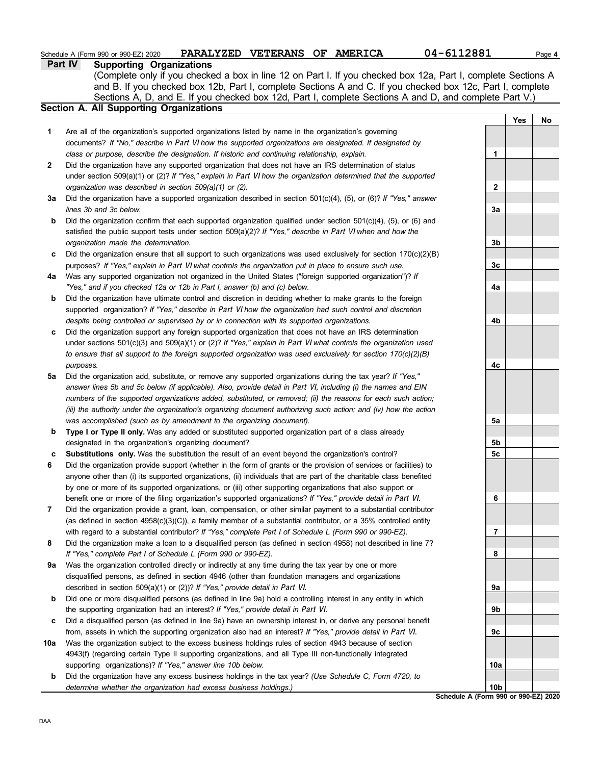Schedule A (Form 990 or 990-EZ) 2020 **PARALYZED VETERANS OF AMERICA** **04-6112881**

## Part IV Supporting Organizations

(Complete only if you checked a box in line 12 on Part I. If you checked box 12a, Part I, complete Sections A and B. If you checked box 12b, Part I, complete Sections A and C. If you checked box 12c, Part I, complete Sections A, D, and E. If you checked box 12d, Part I, complete Sections A and D, and complete Part V.)

### Section A. All Supporting Organizations

| | | | Yes | No |
|---|---|---|---|---|
| **1** | Are all of the organization's supported organizations listed by name in the organization's governing documents? *If "No," describe in Part VI how the supported organizations are designated. If designated by class or purpose, describe the designation. If historic and continuing relationship, explain.* | 1 | | |
| **2** | Did the organization have any supported organization that does not have an IRS determination of status under section 509(a)(1) or (2)? *If "Yes," explain in Part VI how the organization determined that the supported organization was described in section 509(a)(1) or (2).* | 2 | | |
| **3a** | Did the organization have a supported organization described in section 501(c)(4), (5), or (6)? *If "Yes," answer lines 3b and 3c below.* | 3a | | |
| **b** | Did the organization confirm that each supported organization qualified under section 501(c)(4), (5), or (6) and satisfied the public support tests under section 509(a)(2)? *If "Yes," describe in Part VI when and how the organization made the determination.* | 3b | | |
| **c** | Did the organization ensure that all support to such organizations was used exclusively for section 170(c)(2)(B) purposes? *If "Yes," explain in Part VI what controls the organization put in place to ensure such use.* | 3c | | |
| **4a** | Was any supported organization not organized in the United States ("foreign supported organization")? *If "Yes," and if you checked 12a or 12b in Part I, answer (b) and (c) below.* | 4a | | |
| **b** | Did the organization have ultimate control and discretion in deciding whether to make grants to the foreign supported organization? *If "Yes," describe in Part VI how the organization had such control and discretion despite being controlled or supervised by or in connection with its supported organizations.* | 4b | | |
| **c** | Did the organization support any foreign supported organization that does not have an IRS determination under sections 501(c)(3) and 509(a)(1) or (2)? *If "Yes," explain in Part VI what controls the organization used to ensure that all support to the foreign supported organization was used exclusively for section 170(c)(2)(B) purposes.* | 4c | | |
| **5a** | Did the organization add, substitute, or remove any supported organizations during the tax year? *If "Yes," answer lines 5b and 5c below (if applicable). Also, provide detail in Part VI, including (i) the names and EIN numbers of the supported organizations added, substituted, or removed; (ii) the reasons for each such action; (iii) the authority under the organization's organizing document authorizing such action; and (iv) how the action was accomplished (such as by amendment to the organizing document).* | 5a | | |
| **b** | **Type I or Type II only.** Was any added or substituted supported organization part of a class already designated in the organization's organizing document? | 5b | | |
| **c** | **Substitutions only.** Was the substitution the result of an event beyond the organization's control? | 5c | | |
| **6** | Did the organization provide support (whether in the form of grants or the provision of services or facilities) to anyone other than (i) its supported organizations, (ii) individuals that are part of the charitable class benefited by one or more of its supported organizations, or (iii) other supporting organizations that also support or benefit one or more of the filing organization's supported organizations? *If "Yes," provide detail in Part VI.* | 6 | | |
| **7** | Did the organization provide a grant, loan, compensation, or other similar payment to a substantial contributor (as defined in section 4958(c)(3)(C)), a family member of a substantial contributor, or a 35% controlled entity with regard to a substantial contributor? *If "Yes," complete Part I of Schedule L (Form 990 or 990-EZ).* | 7 | | |
| **8** | Did the organization make a loan to a disqualified person (as defined in section 4958) not described in line 7? *If "Yes," complete Part I of Schedule L (Form 990 or 990-EZ).* | 8 | | |
| **9a** | Was the organization controlled directly or indirectly at any time during the tax year by one or more disqualified persons, as defined in section 4946 (other than foundation managers and organizations described in section 509(a)(1) or (2))? *If "Yes," provide detail in Part VI.* | 9a | | |
| **b** | Did one or more disqualified persons (as defined in line 9a) hold a controlling interest in any entity in which the supporting organization had an interest? *If "Yes," provide detail in Part VI.* | 9b | | |
| **c** | Did a disqualified person (as defined in line 9a) have an ownership interest in, or derive any personal benefit from, assets in which the supporting organization also had an interest? *If "Yes," provide detail in Part VI.* | 9c | | |
| **10a** | Was the organization subject to the excess business holdings rules of section 4943 because of section 4943(f) (regarding certain Type II supporting organizations, and all Type III non-functionally integrated supporting organizations)? *If "Yes," answer line 10b below.* | 10a | | |
| **b** | Did the organization have any excess business holdings in the tax year? *(Use Schedule C, Form 4720, to determine whether the organization had excess business holdings.)* | 10b | | |

**Schedule A (Form 990 or 990-EZ) 2020**

DAA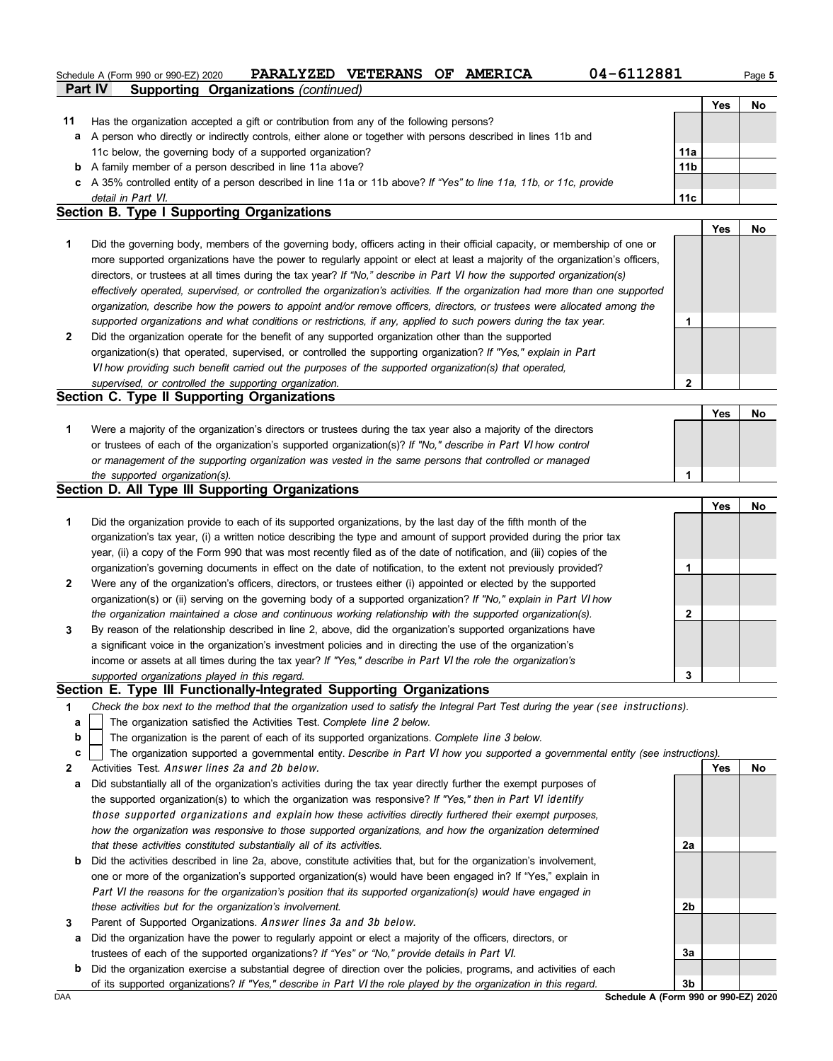Schedule A (Form 990 or 990-EZ) 2020 PARALYZED VETERANS OF AMERICA 04-6112881 Page 5

## Part IV Supporting Organizations *(continued)*

| | | | Yes | No |
|---|---|---|---|---|
| **11** | Has the organization accepted a gift or contribution from any of the following persons? | | | |
| **a** | A person who directly or indirectly controls, either alone or together with persons described in lines 11b and 11c below, the governing body of a supported organization? | **11a** | | |
| **b** | A family member of a person described in line 11a above? | **11b** | | |
| **c** | A 35% controlled entity of a person described in line 11a or 11b above? *If "Yes" to line 11a, 11b, or 11c, provide detail in Part VI.* | **11c** | | |

### Section B. Type I Supporting Organizations

| | | | Yes | No |
|---|---|---|---|---|
| **1** | Did the governing body, members of the governing body, officers acting in their official capacity, or membership of one or more supported organizations have the power to regularly appoint or elect at least a majority of the organization's officers, directors, or trustees at all times during the tax year? *If "No," describe in Part VI how the supported organization(s) effectively operated, supervised, or controlled the organization's activities. If the organization had more than one supported organization, describe how the powers to appoint and/or remove officers, directors, or trustees were allocated among the supported organizations and what conditions or restrictions, if any, applied to such powers during the tax year.* | **1** | | |
| **2** | Did the organization operate for the benefit of any supported organization other than the supported organization(s) that operated, supervised, or controlled the supporting organization? *If "Yes," explain in Part VI how providing such benefit carried out the purposes of the supported organization(s) that operated, supervised, or controlled the supporting organization.* | **2** | | |

### Section C. Type II Supporting Organizations

| | | | Yes | No |
|---|---|---|---|---|
| **1** | Were a majority of the organization's directors or trustees during the tax year also a majority of the directors or trustees of each of the organization's supported organization(s)? *If "No," describe in Part VI how control or management of the supporting organization was vested in the same persons that controlled or managed the supported organization(s).* | **1** | | |

### Section D. All Type III Supporting Organizations

| | | | Yes | No |
|---|---|---|---|---|
| **1** | Did the organization provide to each of its supported organizations, by the last day of the fifth month of the organization's tax year, (i) a written notice describing the type and amount of support provided during the prior tax year, (ii) a copy of the Form 990 that was most recently filed as of the date of notification, and (iii) copies of the organization's governing documents in effect on the date of notification, to the extent not previously provided? | **1** | | |
| **2** | Were any of the organization's officers, directors, or trustees either (i) appointed or elected by the supported organization(s) or (ii) serving on the governing body of a supported organization? *If "No," explain in Part VI how the organization maintained a close and continuous working relationship with the supported organization(s).* | **2** | | |
| **3** | By reason of the relationship described in line 2, above, did the organization's supported organizations have a significant voice in the organization's investment policies and in directing the use of the organization's income or assets at all times during the tax year? *If "Yes," describe in Part VI the role the organization's supported organizations played in this regard.* | **3** | | |

### Section E. Type III Functionally-Integrated Supporting Organizations

**1** *Check the box next to the method that the organization used to satisfy the Integral Part Test during the year (see instructions).*

- **a** ☐ The organization satisfied the Activities Test. *Complete line 2 below.*
- **b** ☐ The organization is the parent of each of its supported organizations. *Complete line 3 below.*
- **c** ☐ The organization supported a governmental entity. *Describe in Part VI how you supported a governmental entity (see instructions).*

| | | | Yes | No |
|---|---|---|---|---|
| **2** | Activities Test. *Answer lines 2a and 2b below.* | | | |
| **a** | Did substantially all of the organization's activities during the tax year directly further the exempt purposes of the supported organization(s) to which the organization was responsive? *If "Yes," then in Part VI identify those supported organizations and explain how these activities directly furthered their exempt purposes, how the organization was responsive to those supported organizations, and how the organization determined that these activities constituted substantially all of its activities.* | **2a** | | |
| **b** | Did the activities described in line 2a, above, constitute activities that, but for the organization's involvement, one or more of the organization's supported organization(s) would have been engaged in? If "Yes," explain in *Part VI the reasons for the organization's position that its supported organization(s) would have engaged in these activities but for the organization's involvement.* | **2b** | | |
| **3** | Parent of Supported Organizations. *Answer lines 3a and 3b below.* | | | |
| **a** | Did the organization have the power to regularly appoint or elect a majority of the officers, directors, or trustees of each of the supported organizations? *If "Yes" or "No," provide details in Part VI.* | **3a** | | |
| **b** | Did the organization exercise a substantial degree of direction over the policies, programs, and activities of each of its supported organizations? *If "Yes," describe in Part VI the role played by the organization in this regard.* | **3b** | | |

DAA **Schedule A (Form 990 or 990-EZ) 2020**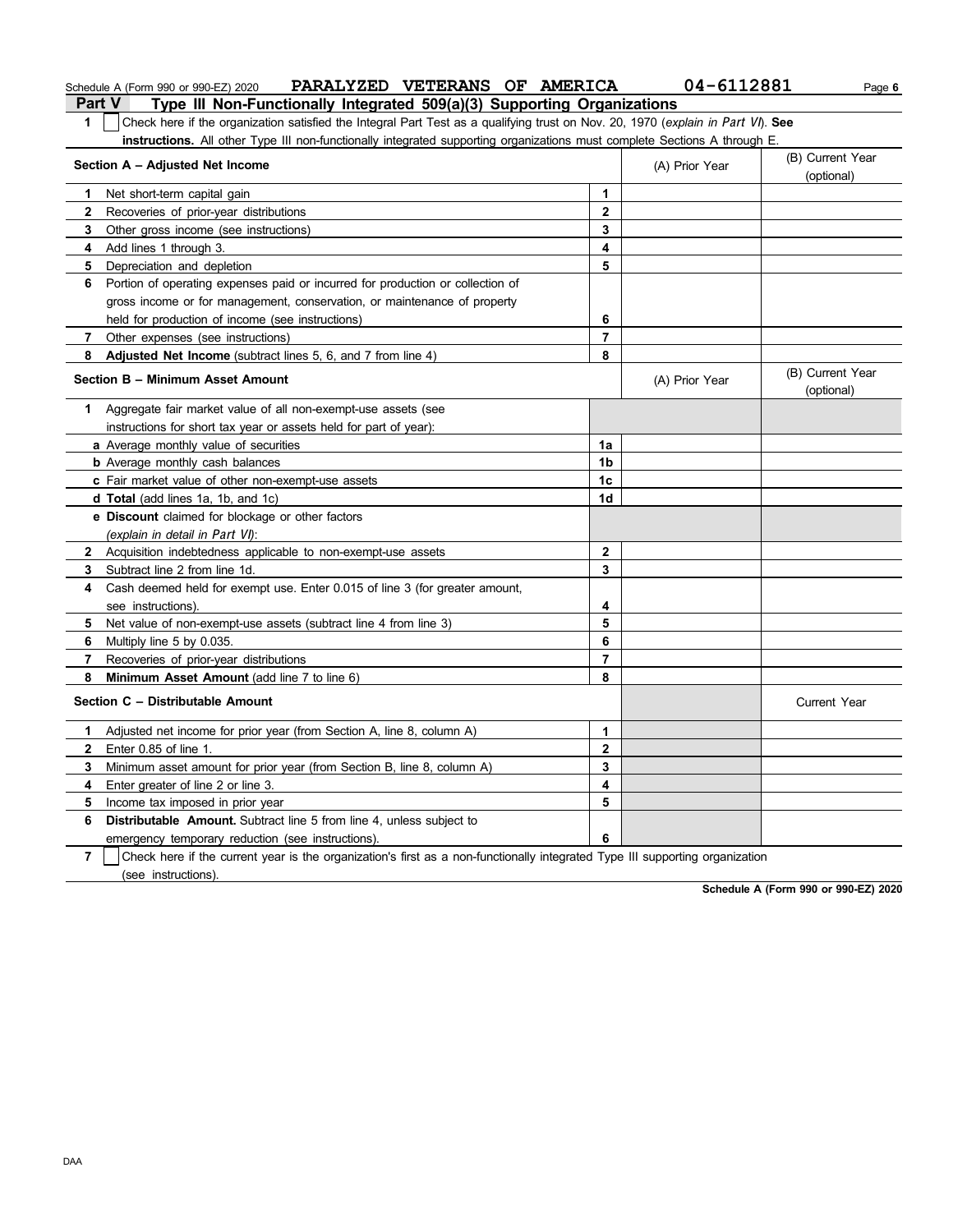Schedule A (Form 990 or 990-EZ) 2020 **PARALYZED VETERANS OF AMERICA** **04-6112881**

## Part V Type III Non-Functionally Integrated 509(a)(3) Supporting Organizations

**1** ☐ Check here if the organization satisfied the Integral Part Test as a qualifying trust on Nov. 20, 1970 (*explain in Part VI*). **See instructions.** All other Type III non-functionally integrated supporting organizations must complete Sections A through E.

| **Section A – Adjusted Net Income** | | (A) Prior Year | (B) Current Year (optional) |
|---|---|---|---|
| **1** Net short-term capital gain | 1 | | |
| **2** Recoveries of prior-year distributions | 2 | | |
| **3** Other gross income (see instructions) | 3 | | |
| **4** Add lines 1 through 3. | 4 | | |
| **5** Depreciation and depletion | 5 | | |
| **6** Portion of operating expenses paid or incurred for production or collection of gross income or for management, conservation, or maintenance of property held for production of income (see instructions) | 6 | | |
| **7** Other expenses (see instructions) | 7 | | |
| **8** **Adjusted Net Income** (subtract lines 5, 6, and 7 from line 4) | 8 | | |

| **Section B – Minimum Asset Amount** | | (A) Prior Year | (B) Current Year (optional) |
|---|---|---|---|
| **1** Aggregate fair market value of all non-exempt-use assets (see instructions for short tax year or assets held for part of year): | | | |
| **a** Average monthly value of securities | 1a | | |
| **b** Average monthly cash balances | 1b | | |
| **c** Fair market value of other non-exempt-use assets | 1c | | |
| **d** **Total** (add lines 1a, 1b, and 1c) | 1d | | |
| **e** **Discount** claimed for blockage or other factors (*explain in detail in Part VI*): | | | |
| **2** Acquisition indebtedness applicable to non-exempt-use assets | 2 | | |
| **3** Subtract line 2 from line 1d. | 3 | | |
| **4** Cash deemed held for exempt use. Enter 0.015 of line 3 (for greater amount, see instructions). | 4 | | |
| **5** Net value of non-exempt-use assets (subtract line 4 from line 3) | 5 | | |
| **6** Multiply line 5 by 0.035. | 6 | | |
| **7** Recoveries of prior-year distributions | 7 | | |
| **8** **Minimum Asset Amount** (add line 7 to line 6) | 8 | | |

| **Section C – Distributable Amount** | | | Current Year |
|---|---|---|---|
| **1** Adjusted net income for prior year (from Section A, line 8, column A) | 1 | | |
| **2** Enter 0.85 of line 1. | 2 | | |
| **3** Minimum asset amount for prior year (from Section B, line 8, column A) | 3 | | |
| **4** Enter greater of line 2 or line 3. | 4 | | |
| **5** Income tax imposed in prior year | 5 | | |
| **6** **Distributable Amount.** Subtract line 5 from line 4, unless subject to emergency temporary reduction (see instructions). | 6 | | |

**7** ☐ Check here if the current year is the organization's first as a non-functionally integrated Type III supporting organization (see instructions).

**Schedule A (Form 990 or 990-EZ) 2020**

DAA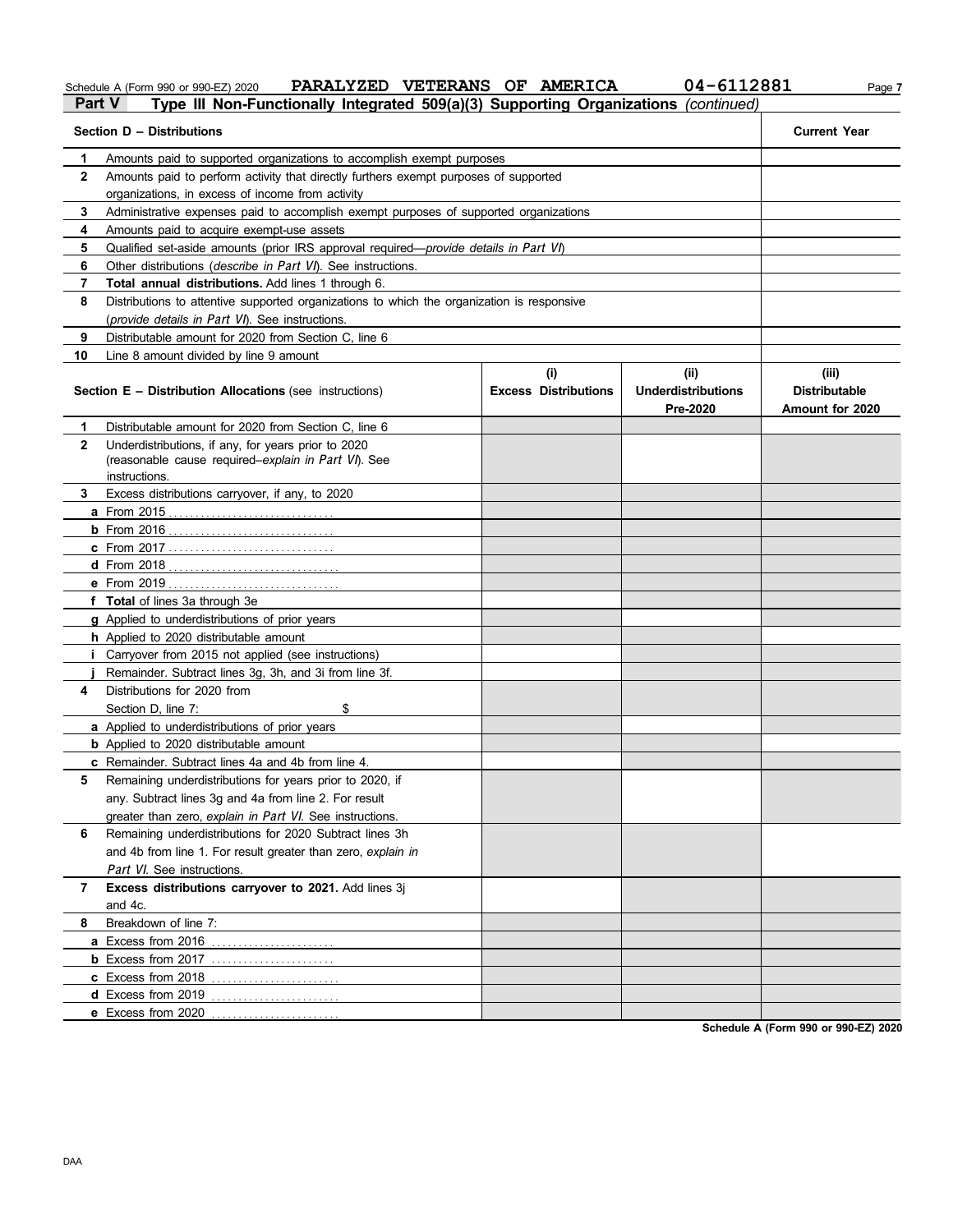Schedule A (Form 990 or 990-EZ) 2020 PARALYZED VETERANS OF AMERICA 04-6112881 Page 7

## Part V Type III Non-Functionally Integrated 509(a)(3) Supporting Organizations *(continued)*

| Section D – Distributions | | Current Year |
|---|---|---|
| 1 | Amounts paid to supported organizations to accomplish exempt purposes | |
| 2 | Amounts paid to perform activity that directly furthers exempt purposes of supported organizations, in excess of income from activity | |
| 3 | Administrative expenses paid to accomplish exempt purposes of supported organizations | |
| 4 | Amounts paid to acquire exempt-use assets | |
| 5 | Qualified set-aside amounts (prior IRS approval required—*provide details in Part VI*) | |
| 6 | Other distributions (*describe in Part VI*). See instructions. | |
| 7 | **Total annual distributions.** Add lines 1 through 6. | |
| 8 | Distributions to attentive supported organizations to which the organization is responsive (*provide details in Part VI*). See instructions. | |
| 9 | Distributable amount for 2020 from Section C, line 6 | |
| 10 | Line 8 amount divided by line 9 amount | |

| | Section E – Distribution Allocations (see instructions) | (i) Excess Distributions | (ii) Underdistributions Pre-2020 | (iii) Distributable Amount for 2020 |
|---|---|---|---|---|
| 1 | Distributable amount for 2020 from Section C, line 6 | | | |
| 2 | Underdistributions, if any, for years prior to 2020 (reasonable cause required–*explain in Part VI*). See instructions. | | | |
| 3 | Excess distributions carryover, if any, to 2020 | | | |
| a | From 2015 | | | |
| b | From 2016 | | | |
| c | From 2017 | | | |
| d | From 2018 | | | |
| e | From 2019 | | | |
| f | **Total** of lines 3a through 3e | | | |
| g | Applied to underdistributions of prior years | | | |
| h | Applied to 2020 distributable amount | | | |
| i | Carryover from 2015 not applied (see instructions) | | | |
| j | Remainder. Subtract lines 3g, 3h, and 3i from line 3f. | | | |
| 4 | Distributions for 2020 from Section D, line 7: $ | | | |
| a | Applied to underdistributions of prior years | | | |
| b | Applied to 2020 distributable amount | | | |
| c | Remainder. Subtract lines 4a and 4b from line 4. | | | |
| 5 | Remaining underdistributions for years prior to 2020, if any. Subtract lines 3g and 4a from line 2. For result greater than zero, *explain in Part VI*. See instructions. | | | |
| 6 | Remaining underdistributions for 2020 Subtract lines 3h and 4b from line 1. For result greater than zero, *explain in Part VI*. See instructions. | | | |
| 7 | **Excess distributions carryover to 2021.** Add lines 3j and 4c. | | | |
| 8 | Breakdown of line 7: | | | |
| a | Excess from 2016 | | | |
| b | Excess from 2017 | | | |
| c | Excess from 2018 | | | |
| d | Excess from 2019 | | | |
| e | Excess from 2020 | | | |

Schedule A (Form 990 or 990-EZ) 2020

DAA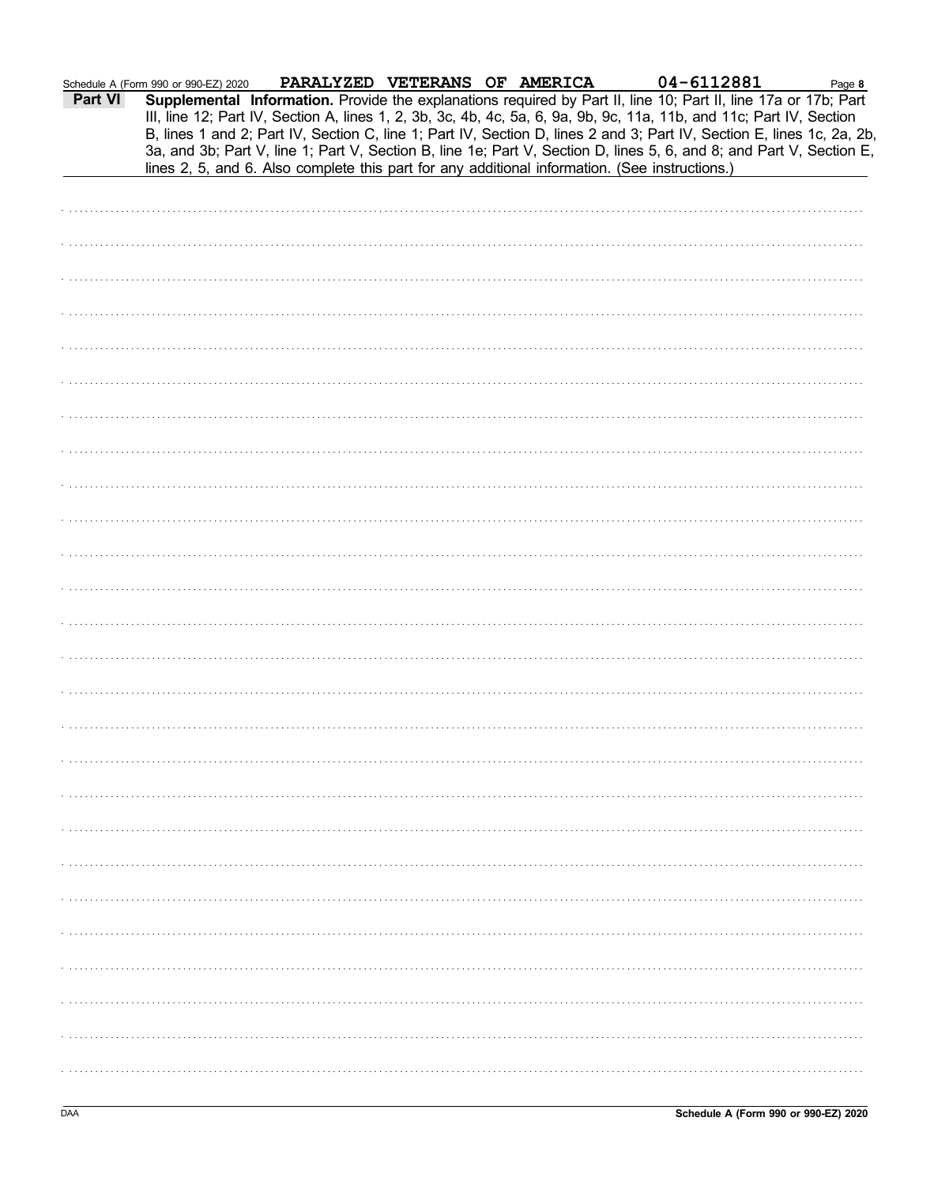Schedule A (Form 990 or 990-EZ) 2020 PARALYZED VETERANS OF AMERICA 04-6112881

**Part VI** **Supplemental Information.** Provide the explanations required by Part II, line 10; Part II, line 17a or 17b; Part III, line 12; Part IV, Section A, lines 1, 2, 3b, 3c, 4b, 4c, 5a, 6, 9a, 9b, 9c, 11a, 11b, and 11c; Part IV, Section B, lines 1 and 2; Part IV, Section C, line 1; Part IV, Section D, lines 2 and 3; Part IV, Section E, lines 1c, 2a, 2b, 3a, and 3b; Part V, line 1; Part V, Section B, line 1e; Part V, Section D, lines 5, 6, and 8; and Part V, Section E, lines 2, 5, and 6. Also complete this part for any additional information. (See instructions.)

DAA **Schedule A (Form 990 or 990-EZ) 2020**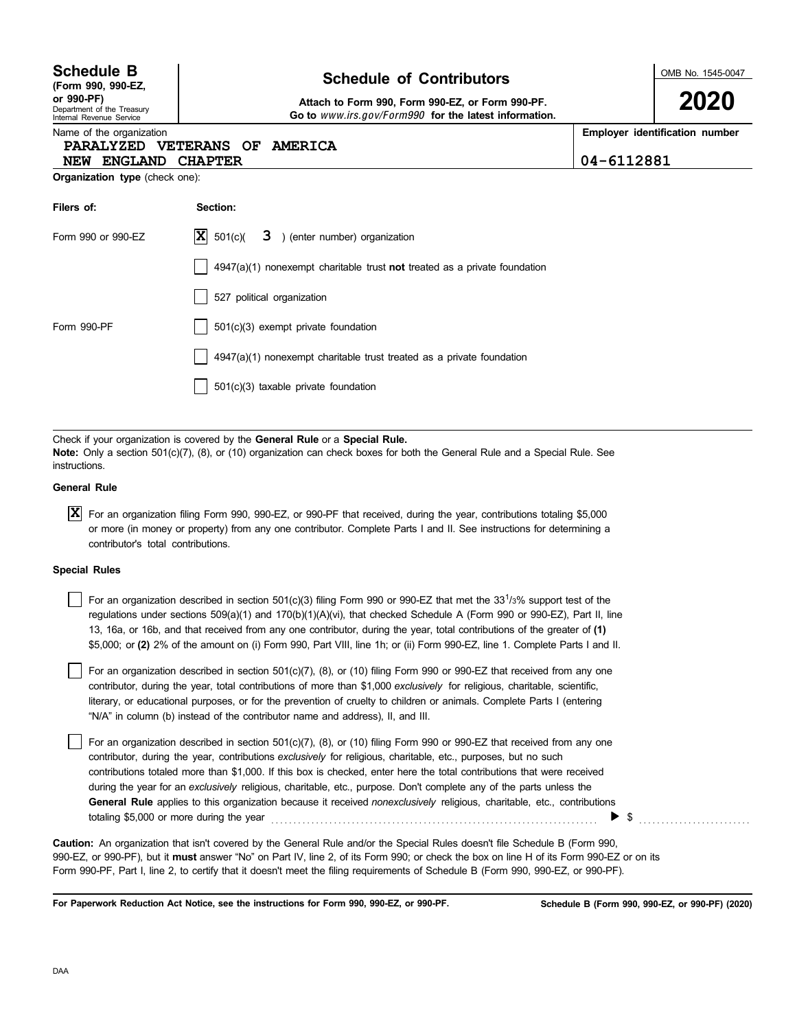# Schedule B

**(Form 990, 990-EZ, or 990-PF)**

Department of the Treasury
Internal Revenue Service

## Schedule of Contributors

**Attach to Form 990, Form 990-EZ, or Form 990-PF.**
**Go to** *www.irs.gov/Form990* **for the latest information.**

OMB No. 1545-0047

**2020**

| Name of the organization | Employer identification number |
|---|---|
| PARALYZED VETERANS OF AMERICA NEW ENGLAND CHAPTER | 04-6112881 |

**Organization type** (check one):

| Filers of: | Section: |
|---|---|
| Form 990 or 990-EZ | [X] 501(c)( 3 ) (enter number) organization |
| | [ ] 4947(a)(1) nonexempt charitable trust **not** treated as a private foundation |
| | [ ] 527 political organization |
| Form 990-PF | [ ] 501(c)(3) exempt private foundation |
| | [ ] 4947(a)(1) nonexempt charitable trust treated as a private foundation |
| | [ ] 501(c)(3) taxable private foundation |

Check if your organization is covered by the **General Rule** or a **Special Rule.**

**Note:** Only a section 501(c)(7), (8), or (10) organization can check boxes for both the General Rule and a Special Rule. See instructions.

**General Rule**

[X] For an organization filing Form 990, 990-EZ, or 990-PF that received, during the year, contributions totaling $5,000 or more (in money or property) from any one contributor. Complete Parts I and II. See instructions for determining a contributor's total contributions.

**Special Rules**

[ ] For an organization described in section 501(c)(3) filing Form 990 or 990-EZ that met the 33 1/3% support test of the regulations under sections 509(a)(1) and 170(b)(1)(A)(vi), that checked Schedule A (Form 990 or 990-EZ), Part II, line 13, 16a, or 16b, and that received from any one contributor, during the year, total contributions of the greater of **(1)** $5,000; or **(2)** 2% of the amount on (i) Form 990, Part VIII, line 1h; or (ii) Form 990-EZ, line 1. Complete Parts I and II.

[ ] For an organization described in section 501(c)(7), (8), or (10) filing Form 990 or 990-EZ that received from any one contributor, during the year, total contributions of more than $1,000 *exclusively* for religious, charitable, scientific, literary, or educational purposes, or for the prevention of cruelty to children or animals. Complete Parts I (entering "N/A" in column (b) instead of the contributor name and address), II, and III.

[ ] For an organization described in section 501(c)(7), (8), or (10) filing Form 990 or 990-EZ that received from any one contributor, during the year, contributions *exclusively* for religious, charitable, etc., purposes, but no such contributions totaled more than $1,000. If this box is checked, enter here the total contributions that were received during the year for an *exclusively* religious, charitable, etc., purpose. Don't complete any of the parts unless the **General Rule** applies to this organization because it received *nonexclusively* religious, charitable, etc., contributions totaling $5,000 or more during the year ▶ $ ..........

**Caution:** An organization that isn't covered by the General Rule and/or the Special Rules doesn't file Schedule B (Form 990, 990-EZ, or 990-PF), but it **must** answer "No" on Part IV, line 2, of its Form 990; or check the box on line H of its Form 990-EZ or on its Form 990-PF, Part I, line 2, to certify that it doesn't meet the filing requirements of Schedule B (Form 990, 990-EZ, or 990-PF).

**For Paperwork Reduction Act Notice, see the instructions for Form 990, 990-EZ, or 990-PF.** **Schedule B (Form 990, 990-EZ, or 990-PF) (2020)**

DAA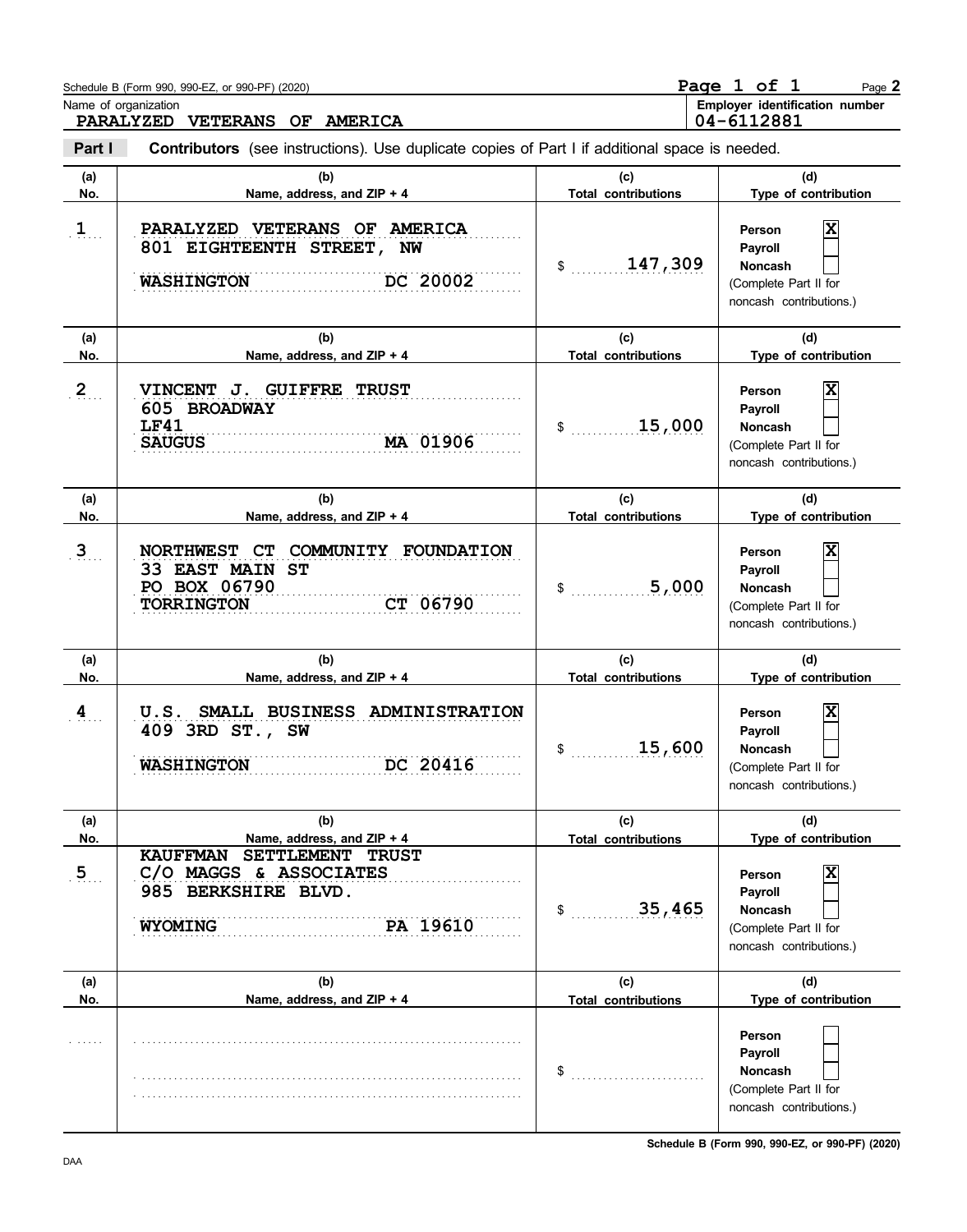Schedule B (Form 990, 990-EZ, or 990-PF) (2020)

Page 1 of 1

Name of organization: PARALYZED VETERANS OF AMERICA

Employer identification number: 04-6112881

**Part I** **Contributors** (see instructions). Use duplicate copies of Part I if additional space is needed.

| (a) No. | (b) Name, address, and ZIP + 4 | (c) Total contributions | (d) Type of contribution |
|---|---|---|---|
| 1 | PARALYZED VETERANS OF AMERICA<br>801 EIGHTEENTH STREET, NW<br>WASHINGTON DC 20002 | $ 147,309 | Person [X]<br>Payroll [ ]<br>Noncash [ ]<br>(Complete Part II for noncash contributions.) |
| 2 | VINCENT J. GUIFFRE TRUST<br>605 BROADWAY<br>LF41<br>SAUGUS MA 01906 | $ 15,000 | Person [X]<br>Payroll [ ]<br>Noncash [ ]<br>(Complete Part II for noncash contributions.) |
| 3 | NORTHWEST CT COMMUNITY FOUNDATION<br>33 EAST MAIN ST<br>PO BOX 06790<br>TORRINGTON CT 06790 | $ 5,000 | Person [X]<br>Payroll [ ]<br>Noncash [ ]<br>(Complete Part II for noncash contributions.) |
| 4 | U.S. SMALL BUSINESS ADMINISTRATION<br>409 3RD ST., SW<br>WASHINGTON DC 20416 | $ 15,600 | Person [X]<br>Payroll [ ]<br>Noncash [ ]<br>(Complete Part II for noncash contributions.) |
| 5 | KAUFFMAN SETTLEMENT TRUST<br>C/O MAGGS & ASSOCIATES<br>985 BERKSHIRE BLVD.<br>WYOMING PA 19610 | $ 35,465 | Person [X]<br>Payroll [ ]<br>Noncash [ ]<br>(Complete Part II for noncash contributions.) |
| | | $ | Person [ ]<br>Payroll [ ]<br>Noncash [ ]<br>(Complete Part II for noncash contributions.) |

Schedule B (Form 990, 990-EZ, or 990-PF) (2020)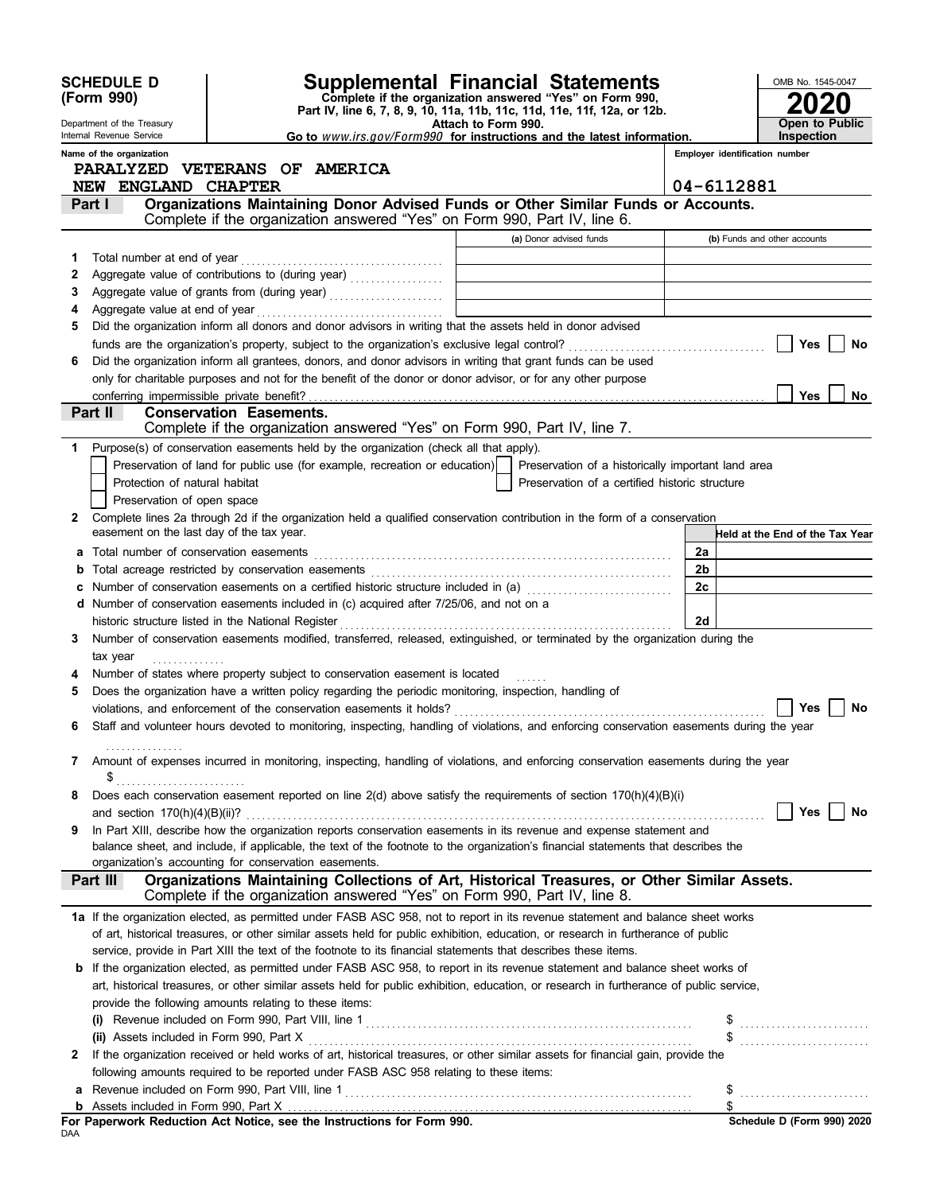**SCHEDULE D (Form 990)**

Department of the Treasury
Internal Revenue Service

# Supplemental Financial Statements

**Complete if the organization answered "Yes" on Form 990, Part IV, line 6, 7, 8, 9, 10, 11a, 11b, 11c, 11d, 11e, 11f, 12a, or 12b.**

**Attach to Form 990.**

**Go to** *www.irs.gov/Form990* **for instructions and the latest information.**

OMB No. 1545-0047

**2020**

**Open to Public Inspection**

Name of the organization: PARALYZED VETERANS OF AMERICA NEW ENGLAND CHAPTER

Employer identification number: 04-6112881

## Part I Organizations Maintaining Donor Advised Funds or Other Similar Funds or Accounts.

Complete if the organization answered "Yes" on Form 990, Part IV, line 6.

| | | (a) Donor advised funds | (b) Funds and other accounts |
|---|---|---|---|
| 1 | Total number at end of year | | |
| 2 | Aggregate value of contributions to (during year) | | |
| 3 | Aggregate value of grants from (during year) | | |
| 4 | Aggregate value at end of year | | |

5 Did the organization inform all donors and donor advisors in writing that the assets held in donor advised funds are the organization's property, subject to the organization's exclusive legal control? ☐ Yes ☐ No

6 Did the organization inform all grantees, donors, and donor advisors in writing that grant funds can be used only for charitable purposes and not for the benefit of the donor or donor advisor, or for any other purpose conferring impermissible private benefit? ☐ Yes ☐ No

## Part II Conservation Easements.

Complete if the organization answered "Yes" on Form 990, Part IV, line 7.

1 Purpose(s) of conservation easements held by the organization (check all that apply).

- ☐ Preservation of land for public use (for example, recreation or education)
- ☐ Protection of natural habitat
- ☐ Preservation of open space
- ☐ Preservation of a historically important land area
- ☐ Preservation of a certified historic structure

2 Complete lines 2a through 2d if the organization held a qualified conservation contribution in the form of a conservation easement on the last day of the tax year.

| | | | Held at the End of the Tax Year |
|---|---|---|---|
| a | Total number of conservation easements | 2a | |
| b | Total acreage restricted by conservation easements | 2b | |
| c | Number of conservation easements on a certified historic structure included in (a) | 2c | |
| d | Number of conservation easements included in (c) acquired after 7/25/06, and not on a historic structure listed in the National Register | 2d | |

3 Number of conservation easements modified, transferred, released, extinguished, or terminated by the organization during the tax year

4 Number of states where property subject to conservation easement is located

5 Does the organization have a written policy regarding the periodic monitoring, inspection, handling of violations, and enforcement of the conservation easements it holds? ☐ Yes ☐ No

6 Staff and volunteer hours devoted to monitoring, inspecting, handling of violations, and enforcing conservation easements during the year

7 Amount of expenses incurred in monitoring, inspecting, handling of violations, and enforcing conservation easements during the year
$

8 Does each conservation easement reported on line 2(d) above satisfy the requirements of section 170(h)(4)(B)(i) and section 170(h)(4)(B)(ii)? ☐ Yes ☐ No

9 In Part XIII, describe how the organization reports conservation easements in its revenue and expense statement and balance sheet, and include, if applicable, the text of the footnote to the organization's financial statements that describes the organization's accounting for conservation easements.

## Part III Organizations Maintaining Collections of Art, Historical Treasures, or Other Similar Assets.

Complete if the organization answered "Yes" on Form 990, Part IV, line 8.

1a If the organization elected, as permitted under FASB ASC 958, not to report in its revenue statement and balance sheet works of art, historical treasures, or other similar assets held for public exhibition, education, or research in furtherance of public service, provide in Part XIII the text of the footnote to its financial statements that describes these items.

b If the organization elected, as permitted under FASB ASC 958, to report in its revenue statement and balance sheet works of art, historical treasures, or other similar assets held for public exhibition, education, or research in furtherance of public service, provide the following amounts relating to these items:

(i) Revenue included on Form 990, Part VIII, line 1 $

(ii) Assets included in Form 990, Part X $

2 If the organization received or held works of art, historical treasures, or other similar assets for financial gain, provide the following amounts required to be reported under FASB ASC 958 relating to these items:

a Revenue included on Form 990, Part VIII, line 1 $

b Assets included in Form 990, Part X $

**For Paperwork Reduction Act Notice, see the Instructions for Form 990.**

DAA

**Schedule D (Form 990) 2020**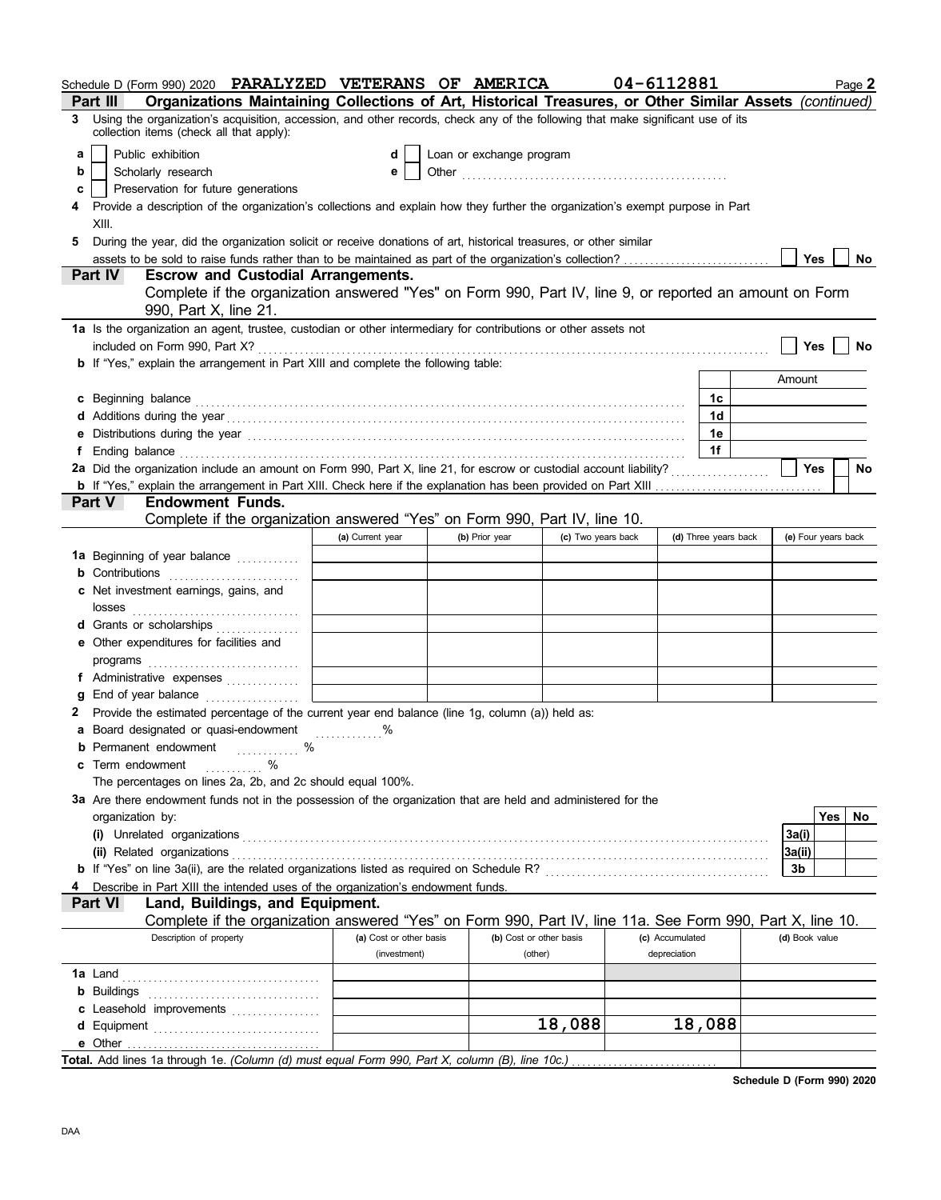Schedule D (Form 990) 2020 **PARALYZED VETERANS OF AMERICA** **04-6112881** Page **2**

## Part III Organizations Maintaining Collections of Art, Historical Treasures, or Other Similar Assets *(continued)*

**3** Using the organization's acquisition, accession, and other records, check any of the following that make significant use of its collection items (check all that apply):

- **a** ☐ Public exhibition
- **b** ☐ Scholarly research
- **c** ☐ Preservation for future generations
- **d** ☐ Loan or exchange program
- **e** ☐ Other ..................................................

**4** Provide a description of the organization's collections and explain how they further the organization's exempt purpose in Part XIII.

**5** During the year, did the organization solicit or receive donations of art, historical treasures, or other similar assets to be sold to raise funds rather than to be maintained as part of the organization's collection? ☐ **Yes** ☐ **No**

## Part IV Escrow and Custodial Arrangements.

Complete if the organization answered "Yes" on Form 990, Part IV, line 9, or reported an amount on Form 990, Part X, line 21.

**1a** Is the organization an agent, trustee, custodian or other intermediary for contributions or other assets not included on Form 990, Part X? ☐ **Yes** ☐ **No**

**b** If "Yes," explain the arrangement in Part XIII and complete the following table:

| | | Amount |
|---|---|---|
| **c** Beginning balance | **1c** | |
| **d** Additions during the year | **1d** | |
| **e** Distributions during the year | **1e** | |
| **f** Ending balance | **1f** | |

**2a** Did the organization include an amount on Form 990, Part X, line 21, for escrow or custodial account liability? ☐ **Yes** ☐ **No**

**b** If "Yes," explain the arrangement in Part XIII. Check here if the explanation has been provided on Part XIII ☐

## Part V Endowment Funds.

Complete if the organization answered "Yes" on Form 990, Part IV, line 10.

| | (a) Current year | (b) Prior year | (c) Two years back | (d) Three years back | (e) Four years back |
|---|---|---|---|---|---|
| **1a** Beginning of year balance | | | | | |
| **b** Contributions | | | | | |
| **c** Net investment earnings, gains, and losses | | | | | |
| **d** Grants or scholarships | | | | | |
| **e** Other expenditures for facilities and programs | | | | | |
| **f** Administrative expenses | | | | | |
| **g** End of year balance | | | | | |

**2** Provide the estimated percentage of the current year end balance (line 1g, column (a)) held as:

- **a** Board designated or quasi-endowment ............ %
- **b** Permanent endowment ............ %
- **c** Term endowment ............ %

The percentages on lines 2a, 2b, and 2c should equal 100%.

**3a** Are there endowment funds not in the possession of the organization that are held and administered for the organization by:

| | | Yes | No |
|---|---|---|---|
| **(i)** Unrelated organizations | **3a(i)** | | |
| **(ii)** Related organizations | **3a(ii)** | | |
| **b** If "Yes" on line 3a(ii), are the related organizations listed as required on Schedule R? | **3b** | | |

**4** Describe in Part XIII the intended uses of the organization's endowment funds.

## Part VI Land, Buildings, and Equipment.

Complete if the organization answered "Yes" on Form 990, Part IV, line 11a. See Form 990, Part X, line 10.

| Description of property | (a) Cost or other basis (investment) | (b) Cost or other basis (other) | (c) Accumulated depreciation | (d) Book value |
|---|---|---|---|---|
| **1a** Land | | | | |
| **b** Buildings | | | | |
| **c** Leasehold improvements | | | | |
| **d** Equipment | | 18,088 | 18,088 | |
| **e** Other | | | | |
| **Total.** Add lines 1a through 1e. *(Column (d) must equal Form 990, Part X, column (B), line 10c.)* | | | | |

**Schedule D (Form 990) 2020**

DAA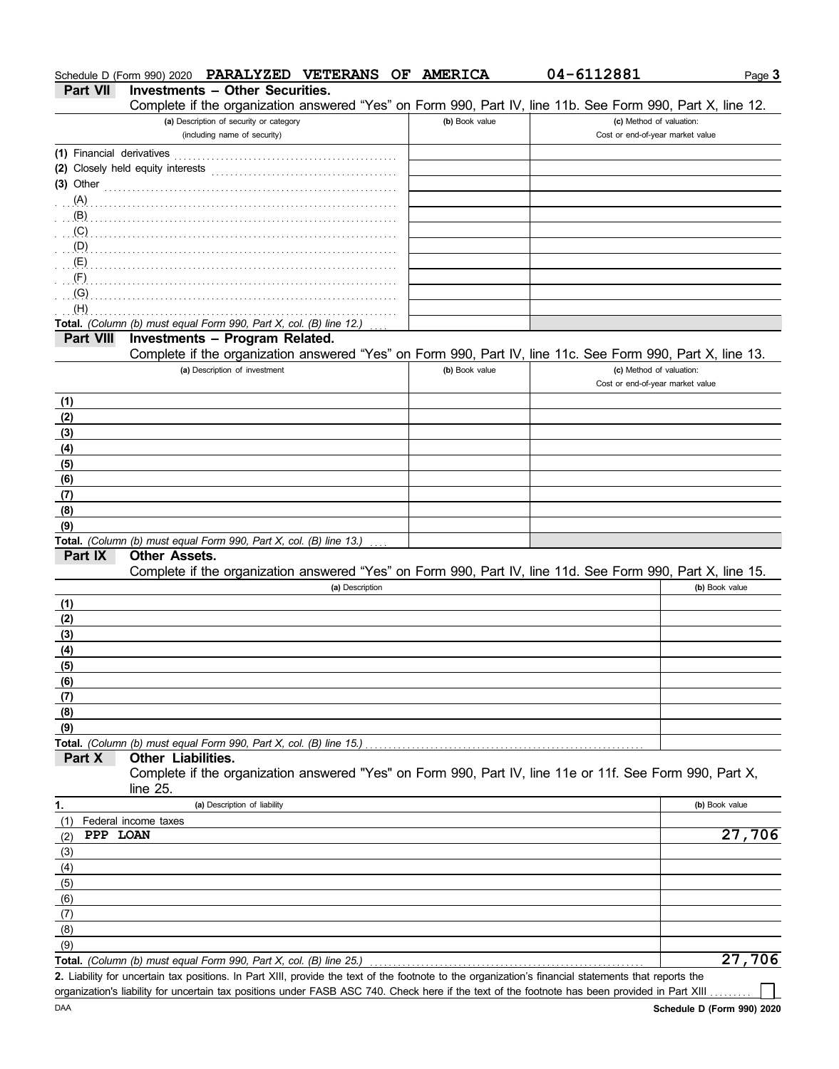Schedule D (Form 990) 2020 **PARALYZED VETERANS OF AMERICA** **04-6112881**

## Part VII Investments – Other Securities.

Complete if the organization answered "Yes" on Form 990, Part IV, line 11b. See Form 990, Part X, line 12.

| (a) Description of security or category (including name of security) | (b) Book value | (c) Method of valuation: Cost or end-of-year market value |
|---|---|---|
| (1) Financial derivatives | | |
| (2) Closely held equity interests | | |
| (3) Other | | |
| (A) | | |
| (B) | | |
| (C) | | |
| (D) | | |
| (E) | | |
| (F) | | |
| (G) | | |
| (H) | | |
| **Total.** *(Column (b) must equal Form 990, Part X, col. (B) line 12.)* | | |

## Part VIII Investments – Program Related.

Complete if the organization answered "Yes" on Form 990, Part IV, line 11c. See Form 990, Part X, line 13.

| (a) Description of investment | (b) Book value | (c) Method of valuation: Cost or end-of-year market value |
|---|---|---|
| (1) | | |
| (2) | | |
| (3) | | |
| (4) | | |
| (5) | | |
| (6) | | |
| (7) | | |
| (8) | | |
| (9) | | |
| **Total.** *(Column (b) must equal Form 990, Part X, col. (B) line 13.)* | | |

## Part IX Other Assets.

Complete if the organization answered "Yes" on Form 990, Part IV, line 11d. See Form 990, Part X, line 15.

| (a) Description | (b) Book value |
|---|---|
| (1) | |
| (2) | |
| (3) | |
| (4) | |
| (5) | |
| (6) | |
| (7) | |
| (8) | |
| (9) | |
| **Total.** *(Column (b) must equal Form 990, Part X, col. (B) line 15.)* | |

## Part X Other Liabilities.

Complete if the organization answered "Yes" on Form 990, Part IV, line 11e or 11f. See Form 990, Part X, line 25.

| 1. (a) Description of liability | (b) Book value |
|---|---|
| (1) Federal income taxes | |
| (2) PPP LOAN | 27,706 |
| (3) | |
| (4) | |
| (5) | |
| (6) | |
| (7) | |
| (8) | |
| (9) | |
| **Total.** *(Column (b) must equal Form 990, Part X, col. (B) line 25.)* | 27,706 |

**2.** Liability for uncertain tax positions. In Part XIII, provide the text of the footnote to the organization's financial statements that reports the organization's liability for uncertain tax positions under FASB ASC 740. Check here if the text of the footnote has been provided in Part XIII ☐

**Schedule D (Form 990) 2020**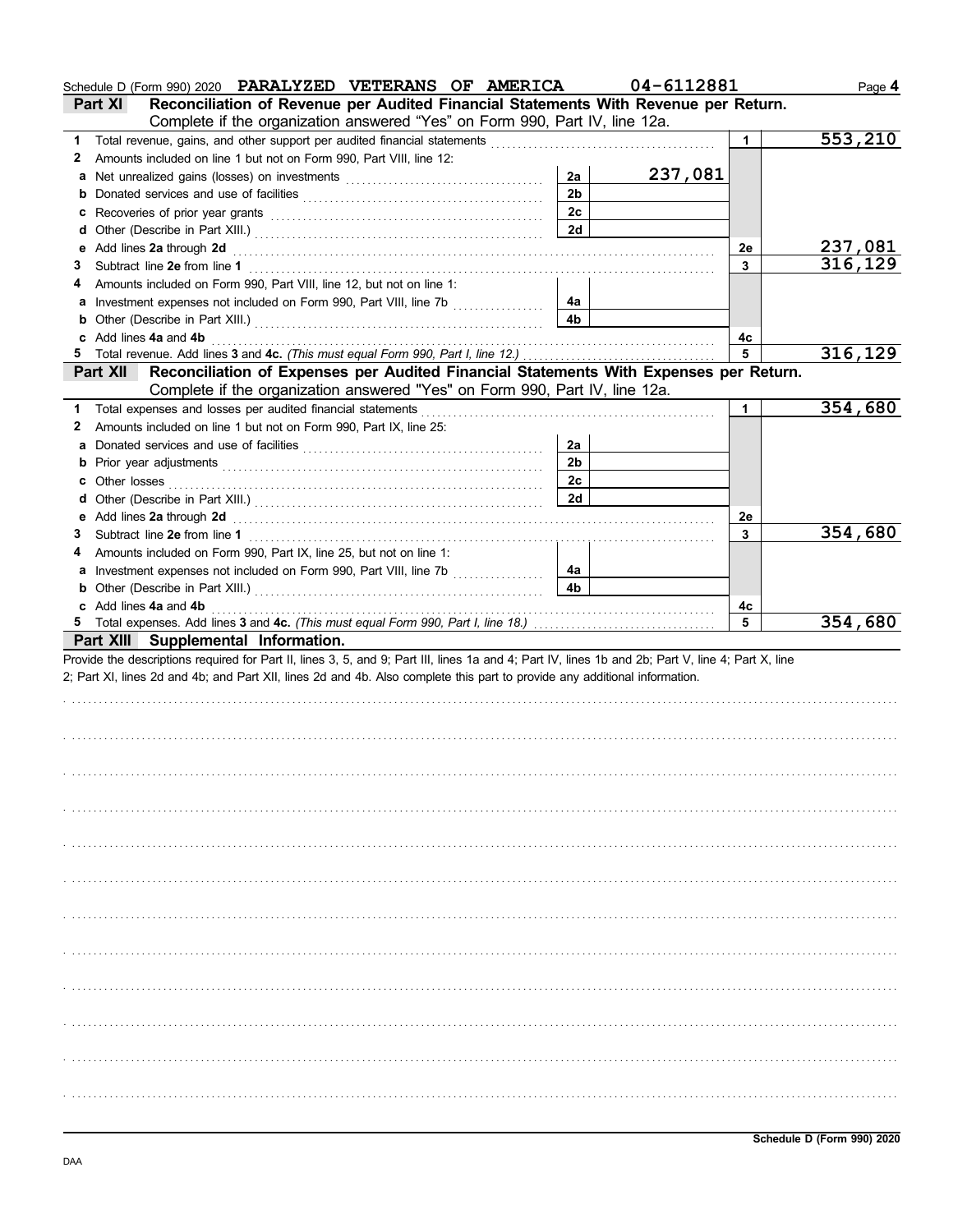Schedule D (Form 990) 2020 PARALYZED VETERANS OF AMERICA 04-6112881

## Part XI Reconciliation of Revenue per Audited Financial Statements With Revenue per Return.

Complete if the organization answered "Yes" on Form 990, Part IV, line 12a.

| | | | | | |
|---|---|---|---|---|---|
| 1 | Total revenue, gains, and other support per audited financial statements | | | 1 | 553,210 |
| 2 | Amounts included on line 1 but not on Form 990, Part VIII, line 12: | | | | |
| a | Net unrealized gains (losses) on investments | 2a | 237,081 | | |
| b | Donated services and use of facilities | 2b | | | |
| c | Recoveries of prior year grants | 2c | | | |
| d | Other (Describe in Part XIII.) | 2d | | | |
| e | Add lines **2a** through **2d** | | | 2e | 237,081 |
| 3 | Subtract line **2e** from line **1** | | | 3 | 316,129 |
| 4 | Amounts included on Form 990, Part VIII, line 12, but not on line 1: | | | | |
| a | Investment expenses not included on Form 990, Part VIII, line 7b | 4a | | | |
| b | Other (Describe in Part XIII.) | 4b | | | |
| c | Add lines **4a** and **4b** | | | 4c | |
| 5 | Total revenue. Add lines **3** and **4c.** *(This must equal Form 990, Part I, line 12.)* | | | 5 | 316,129 |

## Part XII Reconciliation of Expenses per Audited Financial Statements With Expenses per Return.

Complete if the organization answered "Yes" on Form 990, Part IV, line 12a.

| | | | | | |
|---|---|---|---|---|---|
| 1 | Total expenses and losses per audited financial statements | | | 1 | 354,680 |
| 2 | Amounts included on line 1 but not on Form 990, Part IX, line 25: | | | | |
| a | Donated services and use of facilities | 2a | | | |
| b | Prior year adjustments | 2b | | | |
| c | Other losses | 2c | | | |
| d | Other (Describe in Part XIII.) | 2d | | | |
| e | Add lines **2a** through **2d** | | | 2e | |
| 3 | Subtract line **2e** from line **1** | | | 3 | 354,680 |
| 4 | Amounts included on Form 990, Part IX, line 25, but not on line 1: | | | | |
| a | Investment expenses not included on Form 990, Part VIII, line 7b | 4a | | | |
| b | Other (Describe in Part XIII.) | 4b | | | |
| c | Add lines **4a** and **4b** | | | 4c | |
| 5 | Total expenses. Add lines **3** and **4c.** *(This must equal Form 990, Part I, line 18.)* | | | 5 | 354,680 |

## Part XIII Supplemental Information.

Provide the descriptions required for Part II, lines 3, 5, and 9; Part III, lines 1a and 4; Part IV, lines 1b and 2b; Part V, line 4; Part X, line 2; Part XI, lines 2d and 4b; and Part XII, lines 2d and 4b. Also complete this part to provide any additional information.

Schedule D (Form 990) 2020

DAA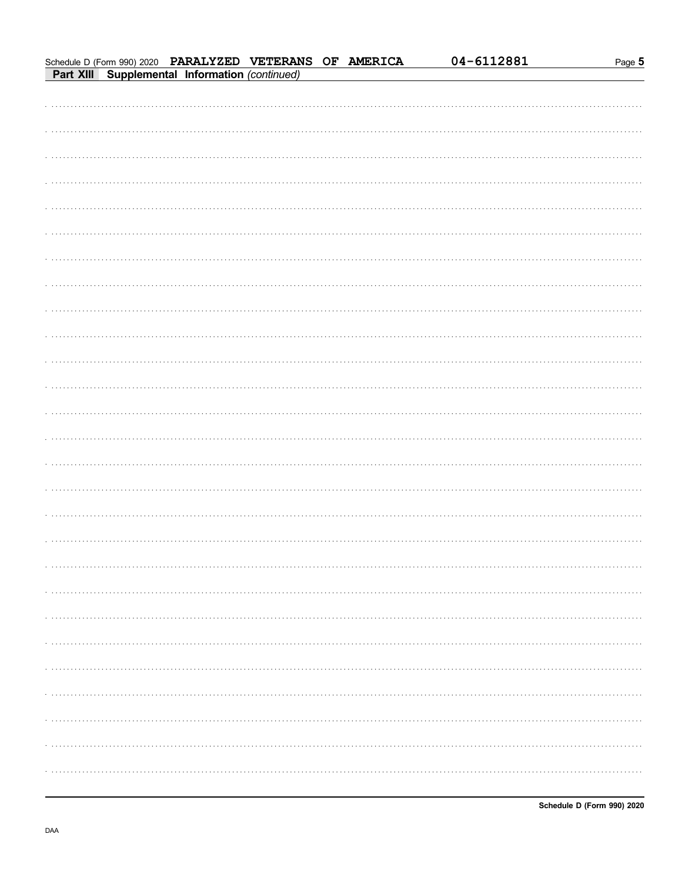Schedule D (Form 990) 2020 **PARALYZED VETERANS OF AMERICA** **04-6112881**

## Part XIII Supplemental Information *(continued)*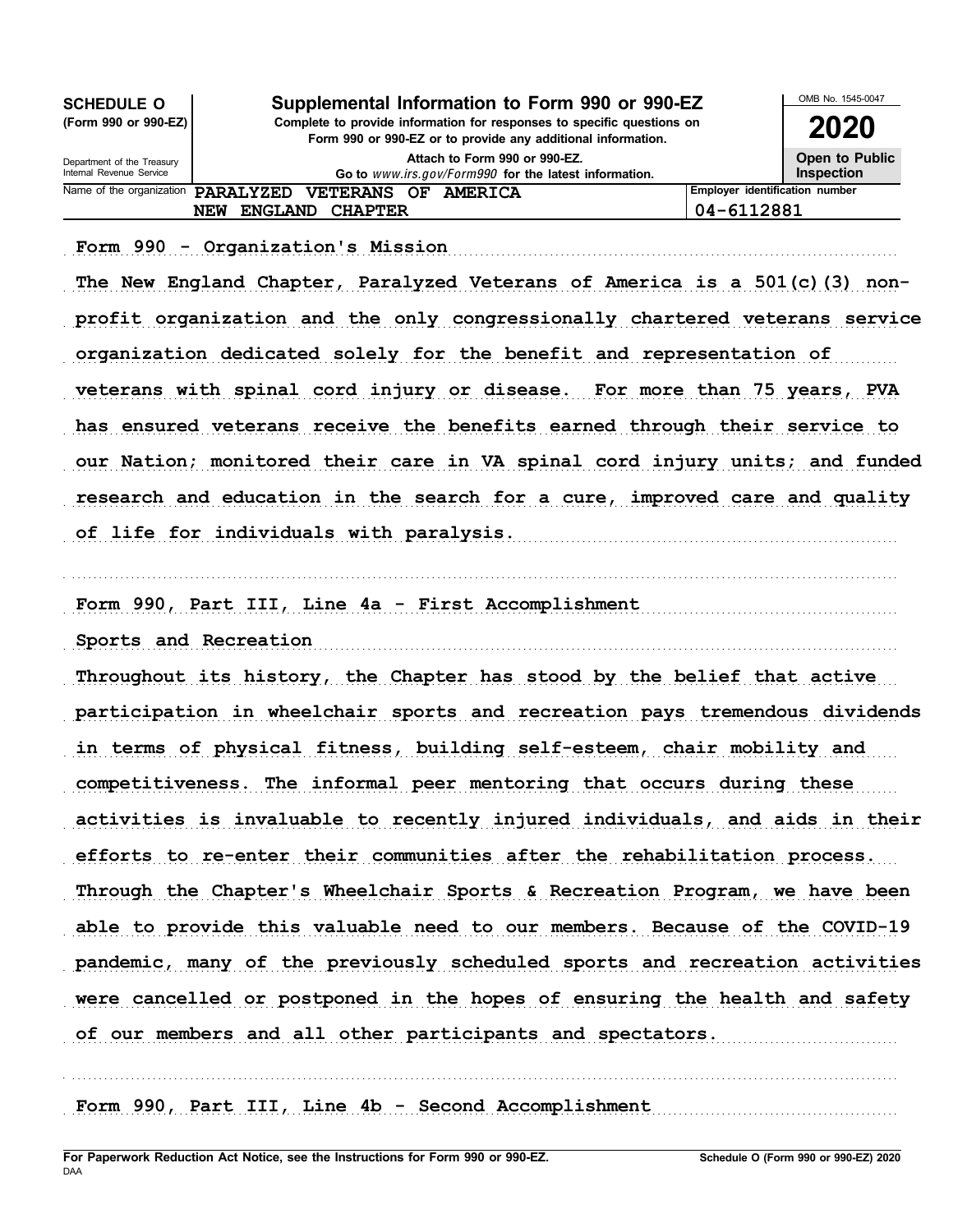**SCHEDULE O**
**(Form 990 or 990-EZ)**

Department of the Treasury
Internal Revenue Service

# Supplemental Information to Form 990 or 990-EZ

**Complete to provide information for responses to specific questions on Form 990 or 990-EZ or to provide any additional information.**

**Attach to Form 990 or 990-EZ.**

**Go to** *www.irs.gov/Form990* **for the latest information.**

OMB No. 1545-0047

**2020**

**Open to Public Inspection**

| Name of the organization | Employer identification number |
|---|---|
| PARALYZED VETERANS OF AMERICA NEW ENGLAND CHAPTER | 04-6112881 |

Form 990 - Organization's Mission

The New England Chapter, Paralyzed Veterans of America is a 501(c)(3) non-profit organization and the only congressionally chartered veterans service organization dedicated solely for the benefit and representation of veterans with spinal cord injury or disease. For more than 75 years, PVA has ensured veterans receive the benefits earned through their service to our Nation; monitored their care in VA spinal cord injury units; and funded research and education in the search for a cure, improved care and quality of life for individuals with paralysis.

Form 990, Part III, Line 4a - First Accomplishment

Sports and Recreation

Throughout its history, the Chapter has stood by the belief that active participation in wheelchair sports and recreation pays tremendous dividends in terms of physical fitness, building self-esteem, chair mobility and competitiveness. The informal peer mentoring that occurs during these activities is invaluable to recently injured individuals, and aids in their efforts to re-enter their communities after the rehabilitation process. Through the Chapter's Wheelchair Sports & Recreation Program, we have been able to provide this valuable need to our members. Because of the COVID-19 pandemic, many of the previously scheduled sports and recreation activities were cancelled or postponed in the hopes of ensuring the health and safety of our members and all other participants and spectators.

Form 990, Part III, Line 4b - Second Accomplishment

**For Paperwork Reduction Act Notice, see the Instructions for Form 990 or 990-EZ.** **Schedule O (Form 990 or 990-EZ) 2020**
DAA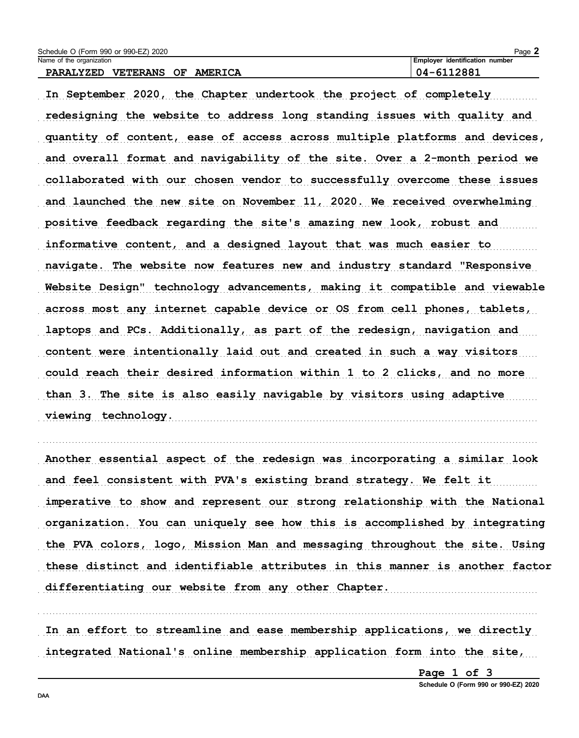Schedule O (Form 990 or 990-EZ) 2020

| Name of the organization | Employer identification number |
| --- | --- |
| PARALYZED VETERANS OF AMERICA | 04-6112881 |

In September 2020, the Chapter undertook the project of completely redesigning the website to address long standing issues with quality and quantity of content, ease of access across multiple platforms and devices, and overall format and navigability of the site. Over a 2-month period we collaborated with our chosen vendor to successfully overcome these issues and launched the new site on November 11, 2020. We received overwhelming positive feedback regarding the site's amazing new look, robust and informative content, and a designed layout that was much easier to navigate. The website now features new and industry standard "Responsive Website Design" technology advancements, making it compatible and viewable across most any internet capable device or OS from cell phones, tablets, laptops and PCs. Additionally, as part of the redesign, navigation and content were intentionally laid out and created in such a way visitors could reach their desired information within 1 to 2 clicks, and no more than 3. The site is also easily navigable by visitors using adaptive viewing technology.

Another essential aspect of the redesign was incorporating a similar look and feel consistent with PVA's existing brand strategy. We felt it imperative to show and represent our strong relationship with the National organization. You can uniquely see how this is accomplished by integrating the PVA colors, logo, Mission Man and messaging throughout the site. Using these distinct and identifiable attributes in this manner is another factor differentiating our website from any other Chapter.

In an effort to streamline and ease membership applications, we directly integrated National's online membership application form into the site,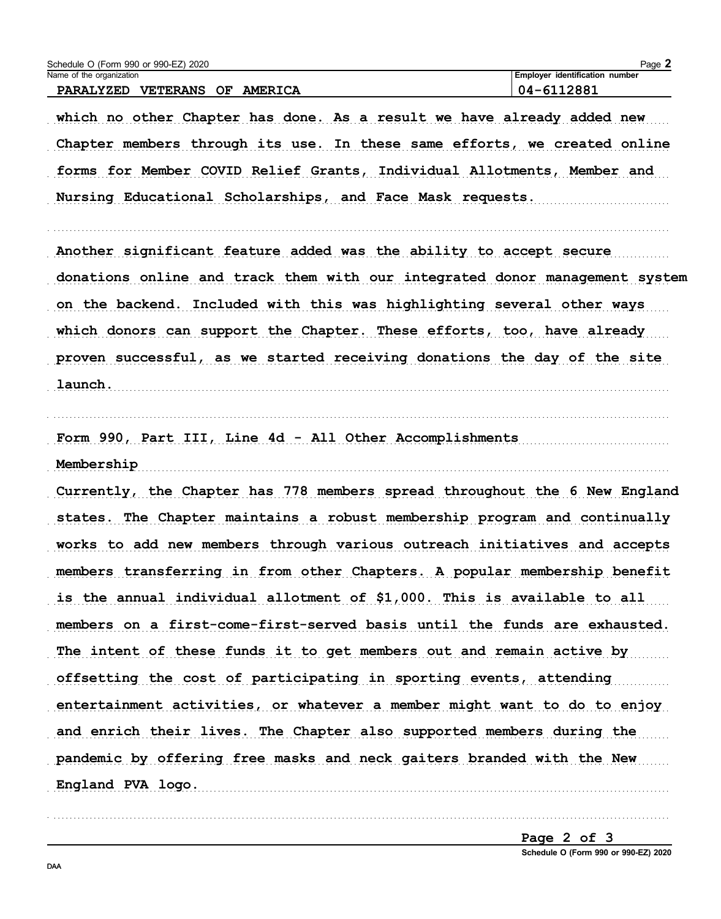Schedule O (Form 990 or 990-EZ) 2020

| Name of the organization | Employer identification number |
|---|---|
| PARALYZED VETERANS OF AMERICA | 04-6112881 |

which no other Chapter has done. As a result we have already added new Chapter members through its use. In these same efforts, we created online forms for Member COVID Relief Grants, Individual Allotments, Member and Nursing Educational Scholarships, and Face Mask requests.

Another significant feature added was the ability to accept secure donations online and track them with our integrated donor management system on the backend. Included with this was highlighting several other ways which donors can support the Chapter. These efforts, too, have already proven successful, as we started receiving donations the day of the site launch.

Form 990, Part III, Line 4d - All Other Accomplishments

Membership

Currently, the Chapter has 778 members spread throughout the 6 New England states. The Chapter maintains a robust membership program and continually works to add new members through various outreach initiatives and accepts members transferring in from other Chapters. A popular membership benefit is the annual individual allotment of $1,000. This is available to all members on a first-come-first-served basis until the funds are exhausted. The intent of these funds it to get members out and remain active by offsetting the cost of participating in sporting events, attending entertainment activities, or whatever a member might want to do to enjoy and enrich their lives. The Chapter also supported members during the pandemic by offering free masks and neck gaiters branded with the New England PVA logo.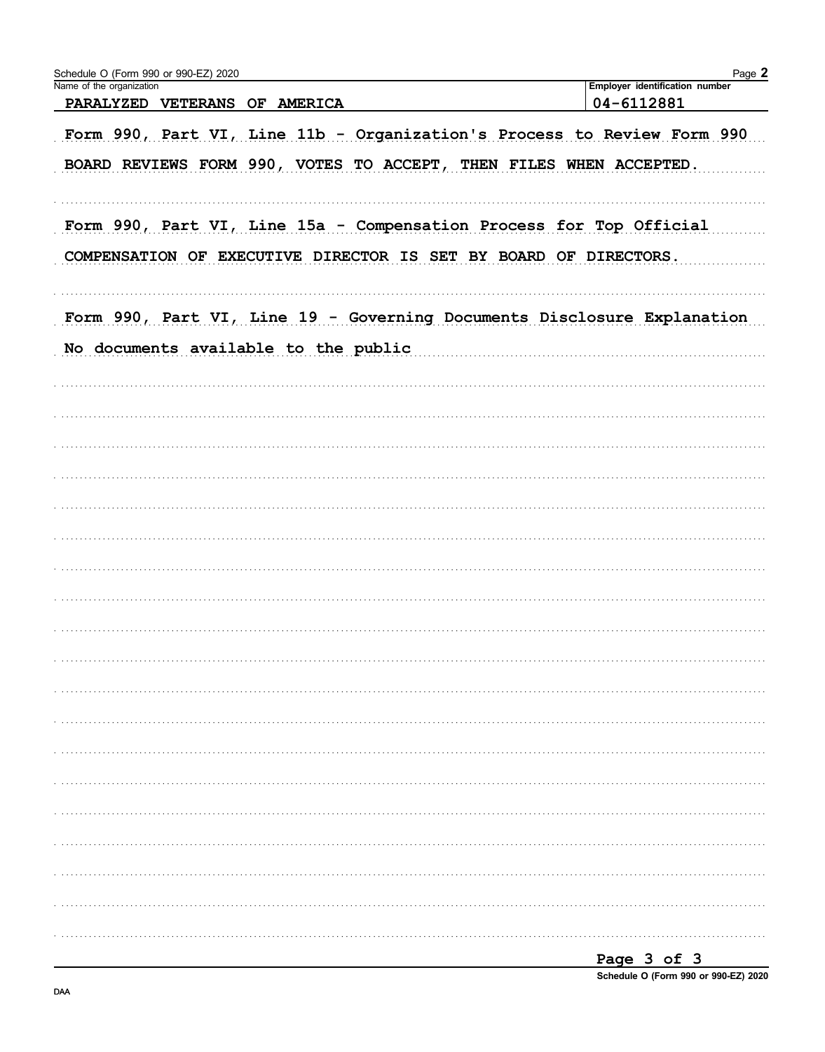Schedule O (Form 990 or 990-EZ) 2020

| Name of the organization | Employer identification number |
| --- | --- |
| PARALYZED VETERANS OF AMERICA | 04-6112881 |

Form 990, Part VI, Line 11b - Organization's Process to Review Form 990

BOARD REVIEWS FORM 990, VOTES TO ACCEPT, THEN FILES WHEN ACCEPTED.

Form 990, Part VI, Line 15a - Compensation Process for Top Official

COMPENSATION OF EXECUTIVE DIRECTOR IS SET BY BOARD OF DIRECTORS.

Form 990, Part VI, Line 19 - Governing Documents Disclosure Explanation

No documents available to the public

Schedule O (Form 990 or 990-EZ) 2020

DAA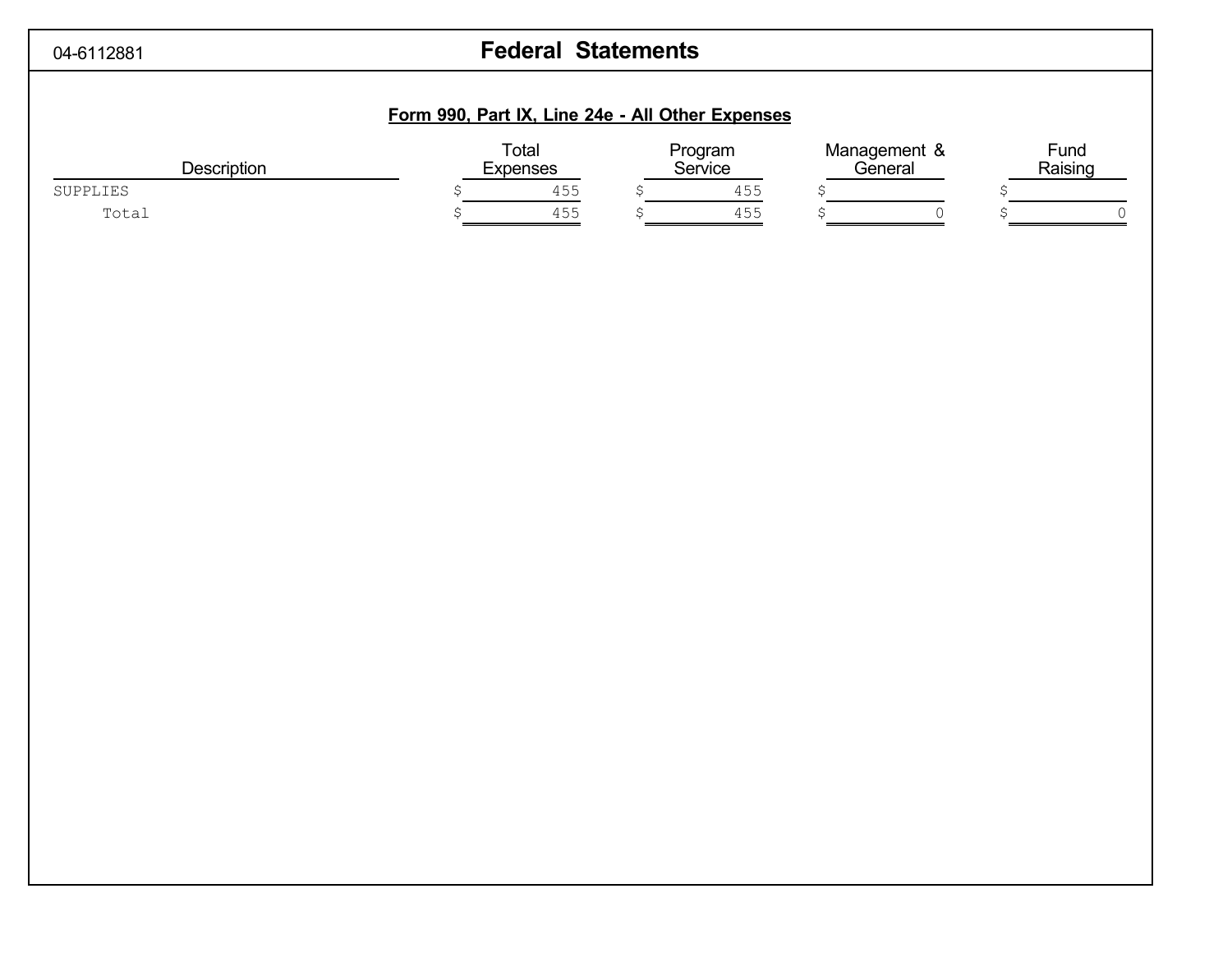04-6112881

# Federal Statements

## Form 990, Part IX, Line 24e - All Other Expenses

| Description | Total Expenses | Program Service | Management & General | Fund Raising |
|---|---|---|---|---|
| SUPPLIES | $ 455 | $ 455 | $ | $ |
| Total | $ 455 | $ 455 | $ 0 | $ 0 |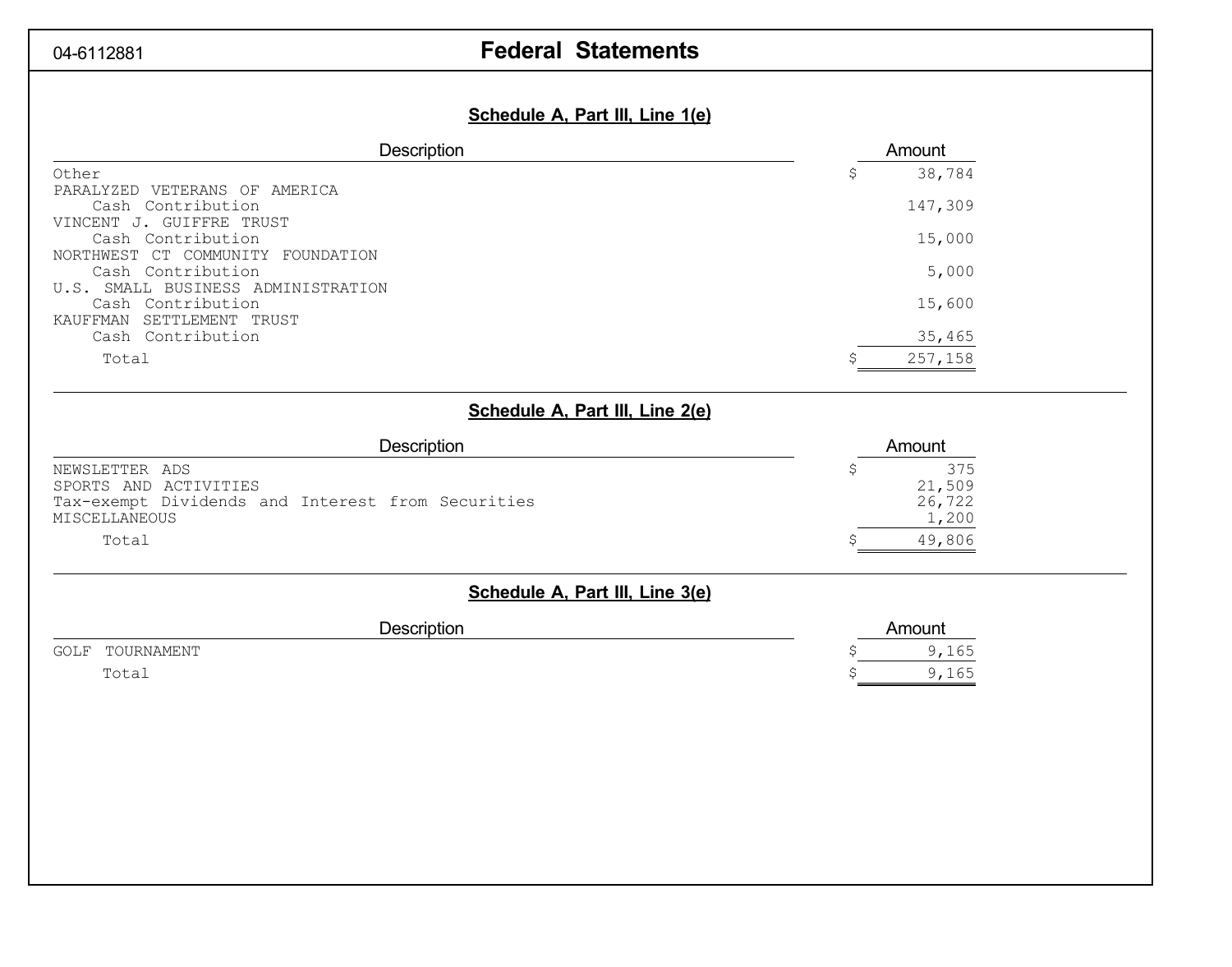04-6112881

# Federal Statements

## Schedule A, Part III, Line 1(e)

| Description | Amount |
|---|---|
| Other | $ 38,784 |
| PARALYZED VETERANS OF AMERICA<br>Cash Contribution | 147,309 |
| VINCENT J. GUIFFRE TRUST<br>Cash Contribution | 15,000 |
| NORTHWEST CT COMMUNITY FOUNDATION<br>Cash Contribution | 5,000 |
| U.S. SMALL BUSINESS ADMINISTRATION<br>Cash Contribution | 15,600 |
| KAUFFMAN SETTLEMENT TRUST<br>Cash Contribution | 35,465 |
| Total | $ 257,158 |

## Schedule A, Part III, Line 2(e)

| Description | Amount |
|---|---|
| NEWSLETTER ADS | $ 375 |
| SPORTS AND ACTIVITIES | 21,509 |
| Tax-exempt Dividends and Interest from Securities | 26,722 |
| MISCELLANEOUS | 1,200 |
| Total | $ 49,806 |

## Schedule A, Part III, Line 3(e)

| Description | Amount |
|---|---|
| GOLF TOURNAMENT | $ 9,165 |
| Total | $ 9,165 |